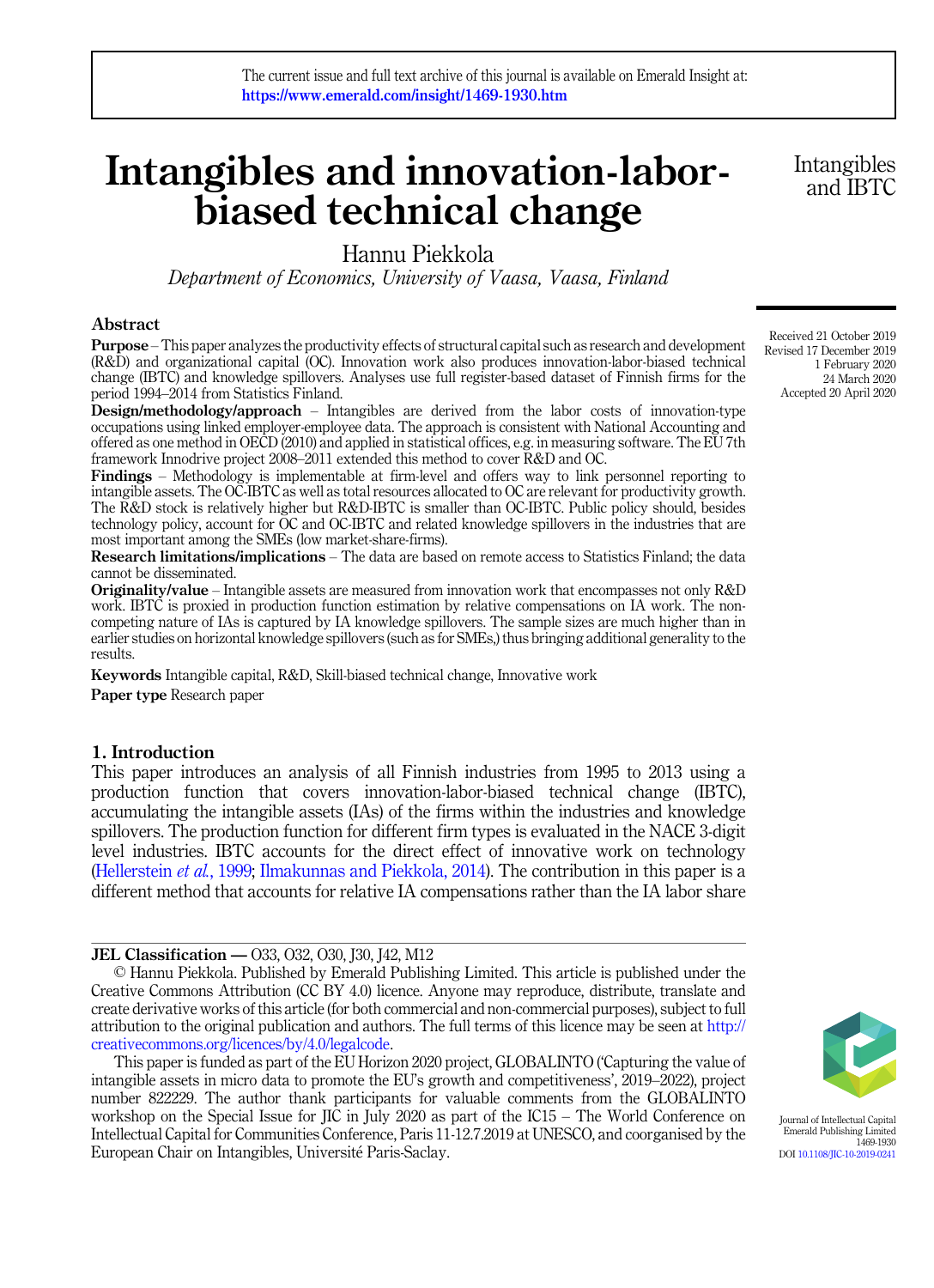# Intangibles and innovation-labor-biased technical change

Hannu Piekkola

*Department of Economics, University of Vaasa, Vaasa, Finland*

Received 21 October 2019
Revised 17 December 2019
1 February 2020
24 March 2020
Accepted 20 April 2020

## Abstract

**Purpose** – This paper analyzes the productivity effects of structural capital such as research and development (R&D) and organizational capital (OC). Innovation work also produces innovation-labor-biased technical change (IBTC) and knowledge spillovers. Analyses use full register-based dataset of Finnish firms for the period 1994–2014 from Statistics Finland.

**Design/methodology/approach** – Intangibles are derived from the labor costs of innovation-type occupations using linked employer-employee data. The approach is consistent with National Accounting and offered as one method in OECD (2010) and applied in statistical offices, e.g. in measuring software. The EU 7th framework Innodrive project 2008–2011 extended this method to cover R&D and OC.

**Findings** – Methodology is implementable at firm-level and offers way to link personnel reporting to intangible assets. The OC-IBTC as well as total resources allocated to OC are relevant for productivity growth. The R&D stock is relatively higher but R&D-IBTC is smaller than OC-IBTC. Public policy should, besides technology policy, account for OC and OC-IBTC and related knowledge spillovers in the industries that are most important among the SMEs (low market-share-firms).

**Research limitations/implications** – The data are based on remote access to Statistics Finland; the data cannot be disseminated.

**Originality/value** – Intangible assets are measured from innovation work that encompasses not only R&D work. IBTC is proxied in production function estimation by relative compensations on IA work. The non-competing nature of IAs is captured by IA knowledge spillovers. The sample sizes are much higher than in earlier studies on horizontal knowledge spillovers (such as for SMEs,) thus bringing additional generality to the results.

**Keywords** Intangible capital, R&D, Skill-biased technical change, Innovative work

**Paper type** Research paper

## 1. Introduction

This paper introduces an analysis of all Finnish industries from 1995 to 2013 using a production function that covers innovation-labor-biased technical change (IBTC), accumulating the intangible assets (IAs) of the firms within the industries and knowledge spillovers. The production function for different firm types is evaluated in the NACE 3-digit level industries. IBTC accounts for the direct effect of innovative work on technology (Hellerstein *et al.*, 1999; Ilmakunnas and Piekkola, 2014). The contribution in this paper is a different method that accounts for relative IA compensations rather than the IA labor share

---

**JEL Classification —** O33, O32, O30, J30, J42, M12

© Hannu Piekkola. Published by Emerald Publishing Limited. This article is published under the Creative Commons Attribution (CC BY 4.0) licence. Anyone may reproduce, distribute, translate and create derivative works of this article (for both commercial and non-commercial purposes), subject to full attribution to the original publication and authors. The full terms of this licence may be seen at http://creativecommons.org/licences/by/4.0/legalcode.

This paper is funded as part of the EU Horizon 2020 project, GLOBALINTO ('Capturing the value of intangible assets in micro data to promote the EU's growth and competitiveness', 2019–2022), project number 822229. The author thank participants for valuable comments from the GLOBALINTO workshop on the Special Issue for JIC in July 2020 as part of the IC15 – The World Conference on Intellectual Capital for Communities Conference, Paris 11-12.7.2019 at UNESCO, and coorganised by the European Chair on Intangibles, Université Paris-Saclay.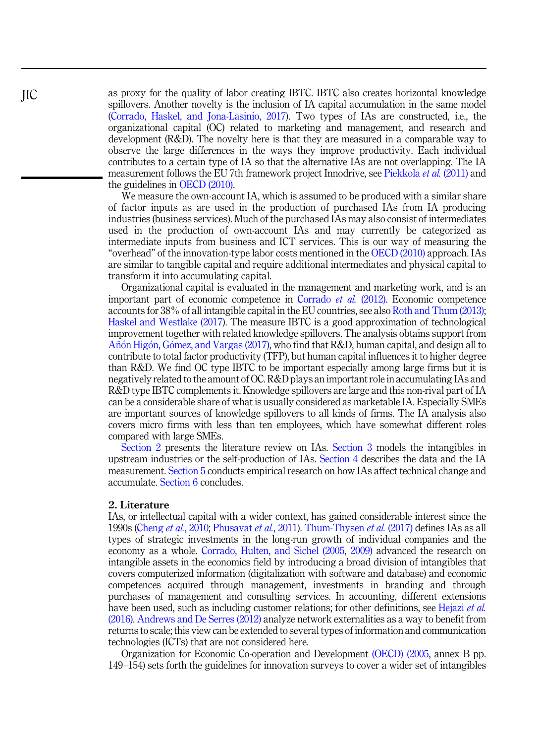as proxy for the quality of labor creating IBTC. IBTC also creates horizontal knowledge spillovers. Another novelty is the inclusion of IA capital accumulation in the same model (Corrado, Haskel, and Jona-Lasinio, 2017). Two types of IAs are constructed, i.e., the organizational capital (OC) related to marketing and management, and research and development (R&D). The novelty here is that they are measured in a comparable way to observe the large differences in the ways they improve productivity. Each individual contributes to a certain type of IA so that the alternative IAs are not overlapping. The IA measurement follows the EU 7th framework project Innodrive, see Piekkola *et al.* (2011) and the guidelines in OECD (2010).

We measure the own-account IA, which is assumed to be produced with a similar share of factor inputs as are used in the production of purchased IAs from IA producing industries (business services). Much of the purchased IAs may also consist of intermediates used in the production of own-account IAs and may currently be categorized as intermediate inputs from business and ICT services. This is our way of measuring the "overhead" of the innovation-type labor costs mentioned in the OECD (2010) approach. IAs are similar to tangible capital and require additional intermediates and physical capital to transform it into accumulating capital.

Organizational capital is evaluated in the management and marketing work, and is an important part of economic competence in Corrado *et al.* (2012). Economic competence accounts for 38% of all intangible capital in the EU countries, see also Roth and Thum (2013); Haskel and Westlake (2017). The measure IBTC is a good approximation of technological improvement together with related knowledge spillovers. The analysis obtains support from Añón Higón, Gómez, and Vargas (2017), who find that R&D, human capital, and design all to contribute to total factor productivity (TFP), but human capital influences it to higher degree than R&D. We find OC type IBTC to be important especially among large firms but it is negatively related to the amount of OC. R&D plays an important role in accumulating IAs and R&D type IBTC complements it. Knowledge spillovers are large and this non-rival part of IA can be a considerable share of what is usually considered as marketable IA. Especially SMEs are important sources of knowledge spillovers to all kinds of firms. The IA analysis also covers micro firms with less than ten employees, which have somewhat different roles compared with large SMEs.

Section 2 presents the literature review on IAs. Section 3 models the intangibles in upstream industries or the self-production of IAs. Section 4 describes the data and the IA measurement. Section 5 conducts empirical research on how IAs affect technical change and accumulate. Section 6 concludes.

## 2. Literature

IAs, or intellectual capital with a wider context, has gained considerable interest since the 1990s (Cheng *et al.*, 2010; Phusavat *et al.*, 2011). Thum-Thysen *et al.* (2017) defines IAs as all types of strategic investments in the long-run growth of individual companies and the economy as a whole. Corrado, Hulten, and Sichel (2005, 2009) advanced the research on intangible assets in the economics field by introducing a broad division of intangibles that covers computerized information (digitalization with software and database) and economic competences acquired through management, investments in branding and through purchases of management and consulting services. In accounting, different extensions have been used, such as including customer relations; for other definitions, see Hejazi *et al.* (2016). Andrews and De Serres (2012) analyze network externalities as a way to benefit from returns to scale; this view can be extended to several types of information and communication technologies (ICTs) that are not considered here.

Organization for Economic Co-operation and Development (OECD) (2005, annex B pp. 149–154) sets forth the guidelines for innovation surveys to cover a wider set of intangibles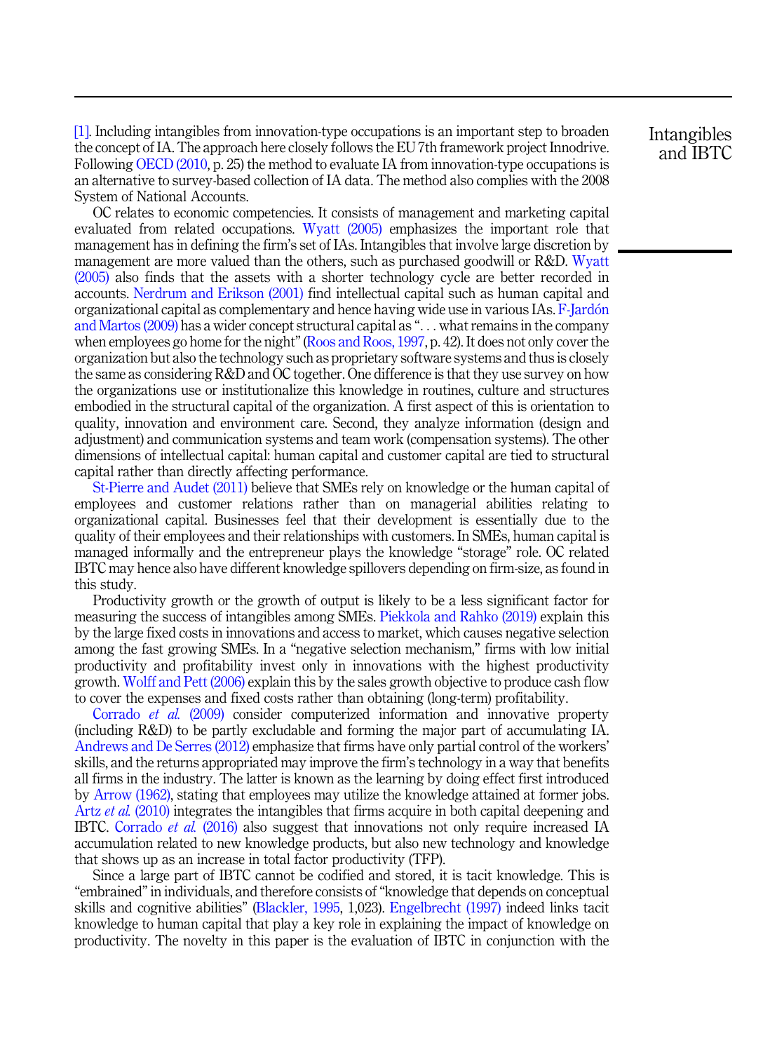[1]. Including intangibles from innovation-type occupations is an important step to broaden the concept of IA. The approach here closely follows the EU 7th framework project Innodrive. Following OECD (2010, p. 25) the method to evaluate IA from innovation-type occupations is an alternative to survey-based collection of IA data. The method also complies with the 2008 System of National Accounts.

OC relates to economic competencies. It consists of management and marketing capital evaluated from related occupations. Wyatt (2005) emphasizes the important role that management has in defining the firm's set of IAs. Intangibles that involve large discretion by management are more valued than the others, such as purchased goodwill or R&D. Wyatt (2005) also finds that the assets with a shorter technology cycle are better recorded in accounts. Nerdrum and Erikson (2001) find intellectual capital such as human capital and organizational capital as complementary and hence having wide use in various IAs. F-Jardón and Martos (2009) has a wider concept structural capital as "*. . .* what remains in the company when employees go home for the night" (Roos and Roos, 1997, p. 42). It does not only cover the organization but also the technology such as proprietary software systems and thus is closely the same as considering R&D and OC together. One difference is that they use survey on how the organizations use or institutionalize this knowledge in routines, culture and structures embodied in the structural capital of the organization. A first aspect of this is orientation to quality, innovation and environment care. Second, they analyze information (design and adjustment) and communication systems and team work (compensation systems). The other dimensions of intellectual capital: human capital and customer capital are tied to structural capital rather than directly affecting performance.

St-Pierre and Audet (2011) believe that SMEs rely on knowledge or the human capital of employees and customer relations rather than on managerial abilities relating to organizational capital. Businesses feel that their development is essentially due to the quality of their employees and their relationships with customers. In SMEs, human capital is managed informally and the entrepreneur plays the knowledge "storage" role. OC related IBTC may hence also have different knowledge spillovers depending on firm-size, as found in this study.

Productivity growth or the growth of output is likely to be a less significant factor for measuring the success of intangibles among SMEs. Piekkola and Rahko (2019) explain this by the large fixed costs in innovations and access to market, which causes negative selection among the fast growing SMEs. In a "negative selection mechanism," firms with low initial productivity and profitability invest only in innovations with the highest productivity growth. Wolff and Pett (2006) explain this by the sales growth objective to produce cash flow to cover the expenses and fixed costs rather than obtaining (long-term) profitability.

Corrado *et al.* (2009) consider computerized information and innovative property (including R&D) to be partly excludable and forming the major part of accumulating IA. Andrews and De Serres (2012) emphasize that firms have only partial control of the workers' skills, and the returns appropriated may improve the firm's technology in a way that benefits all firms in the industry. The latter is known as the learning by doing effect first introduced by Arrow (1962), stating that employees may utilize the knowledge attained at former jobs. Artz *et al.* (2010) integrates the intangibles that firms acquire in both capital deepening and IBTC. Corrado *et al.* (2016) also suggest that innovations not only require increased IA accumulation related to new knowledge products, but also new technology and knowledge that shows up as an increase in total factor productivity (TFP).

Since a large part of IBTC cannot be codified and stored, it is tacit knowledge. This is "embrained" in individuals, and therefore consists of "knowledge that depends on conceptual skills and cognitive abilities" (Blackler, 1995, 1,023). Engelbrecht (1997) indeed links tacit knowledge to human capital that play a key role in explaining the impact of knowledge on productivity. The novelty in this paper is the evaluation of IBTC in conjunction with the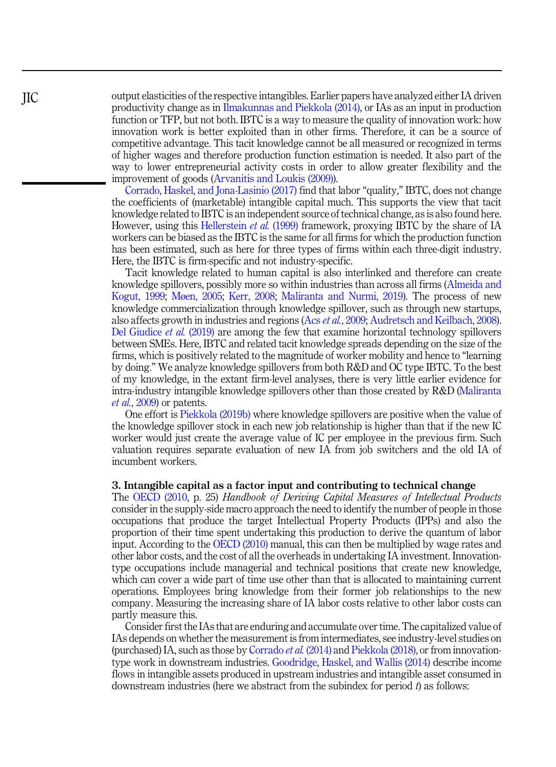output elasticities of the respective intangibles. Earlier papers have analyzed either IA driven productivity change as in Ilmakunnas and Piekkola (2014), or IAs as an input in production function or TFP, but not both. IBTC is a way to measure the quality of innovation work: how innovation work is better exploited than in other firms. Therefore, it can be a source of competitive advantage. This tacit knowledge cannot be all measured or recognized in terms of higher wages and therefore production function estimation is needed. It also part of the way to lower entrepreneurial activity costs in order to allow greater flexibility and the improvement of goods (Arvanitis and Loukis (2009)).

Corrado, Haskel, and Jona-Lasinio (2017) find that labor "quality," IBTC, does not change the coefficients of (marketable) intangible capital much. This supports the view that tacit knowledge related to IBTC is an independent source of technical change, as is also found here. However, using this Hellerstein *et al.* (1999) framework, proxying IBTC by the share of IA workers can be biased as the IBTC is the same for all firms for which the production function has been estimated, such as here for three types of firms within each three-digit industry. Here, the IBTC is firm-specific and not industry-specific.

Tacit knowledge related to human capital is also interlinked and therefore can create knowledge spillovers, possibly more so within industries than across all firms (Almeida and Kogut, 1999; Møen, 2005; Kerr, 2008; Maliranta and Nurmi, 2019). The process of new knowledge commercialization through knowledge spillover, such as through new startups, also affects growth in industries and regions (Acs *et al.*, 2009; Audretsch and Keilbach, 2008). Del Giudice *et al.* (2019) are among the few that examine horizontal technology spillovers between SMEs. Here, IBTC and related tacit knowledge spreads depending on the size of the firms, which is positively related to the magnitude of worker mobility and hence to "learning by doing." We analyze knowledge spillovers from both R&D and OC type IBTC. To the best of my knowledge, in the extant firm-level analyses, there is very little earlier evidence for intra-industry intangible knowledge spillovers other than those created by R&D (Maliranta *et al.*, 2009) or patents.

One effort is Piekkola (2019b) where knowledge spillovers are positive when the value of the knowledge spillover stock in each new job relationship is higher than that if the new IC worker would just create the average value of IC per employee in the previous firm. Such valuation requires separate evaluation of new IA from job switchers and the old IA of incumbent workers.

## 3. Intangible capital as a factor input and contributing to technical change

The OECD (2010, p. 25) *Handbook of Deriving Capital Measures of Intellectual Products* consider in the supply-side macro approach the need to identify the number of people in those occupations that produce the target Intellectual Property Products (IPPs) and also the proportion of their time spent undertaking this production to derive the quantum of labor input. According to the OECD (2010) manual, this can then be multiplied by wage rates and other labor costs, and the cost of all the overheads in undertaking IA investment. Innovation-type occupations include managerial and technical positions that create new knowledge, which can cover a wide part of time use other than that is allocated to maintaining current operations. Employees bring knowledge from their former job relationships to the new company. Measuring the increasing share of IA labor costs relative to other labor costs can partly measure this.

Consider first the IAs that are enduring and accumulate over time. The capitalized value of IAs depends on whether the measurement is from intermediates, see industry-level studies on (purchased) IA, such as those by Corrado *et al.* (2014) and Piekkola (2018), or from innovation-type work in downstream industries. Goodridge, Haskel, and Wallis (2014) describe income flows in intangible assets produced in upstream industries and intangible asset consumed in downstream industries (here we abstract from the subindex for period $t$) as follows: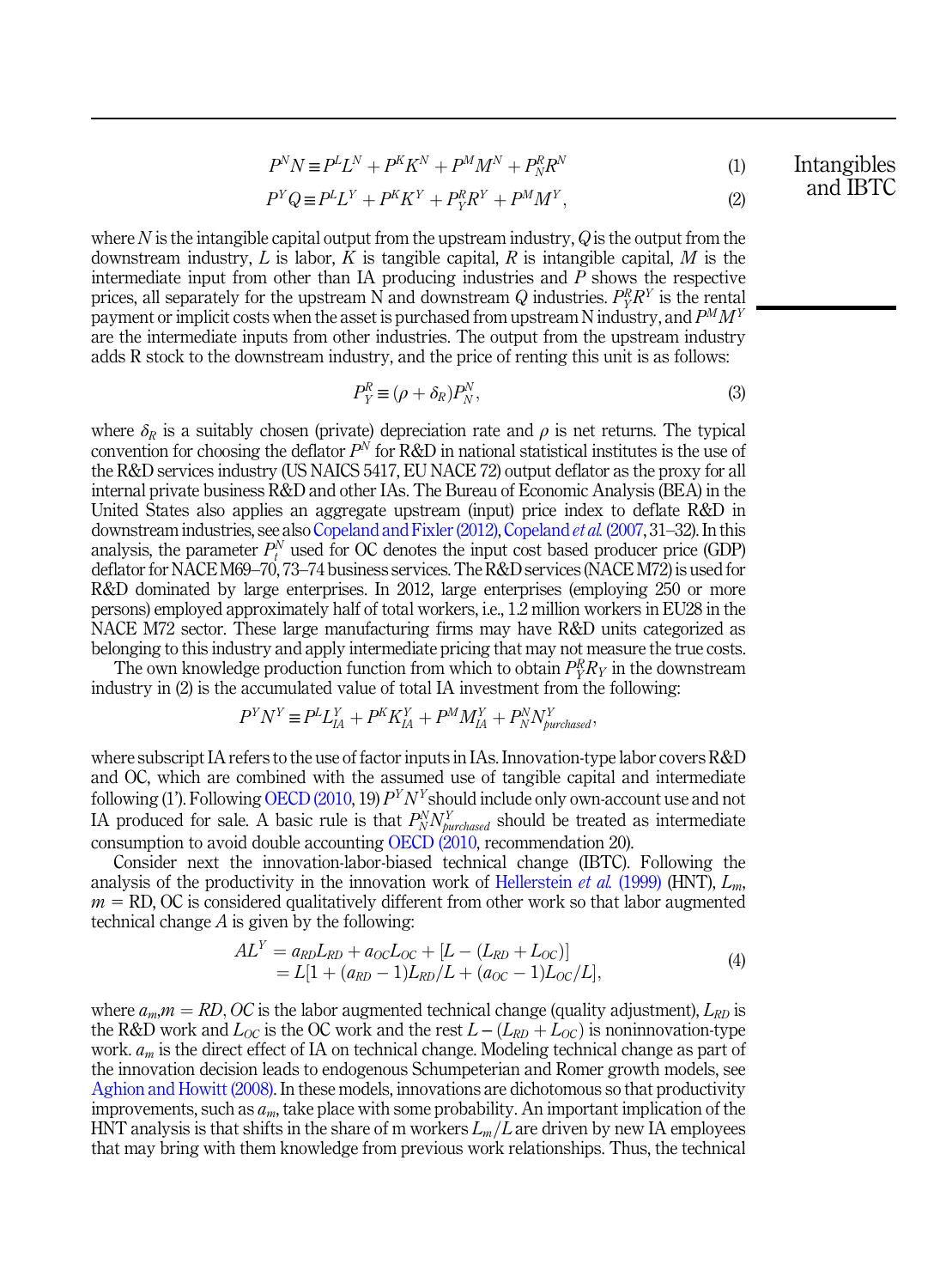$$P^N N \equiv P^L L^N + P^K K^N + P^M M^N + P^R_N R^N \tag{1}$$

$$P^Y Q \equiv P^L L^Y + P^K K^Y + P^R_Y R^Y + P^M M^Y, \tag{2}$$

where $N$ is the intangible capital output from the upstream industry, $Q$ is the output from the downstream industry, $L$ is labor, $K$ is tangible capital, $R$ is intangible capital, $M$ is the intermediate input from other than IA producing industries and $P$ shows the respective prices, all separately for the upstream N and downstream $Q$ industries. $P^R_Y R^Y$ is the rental payment or implicit costs when the asset is purchased from upstream N industry, and $P^M M^Y$ are the intermediate inputs from other industries. The output from the upstream industry adds R stock to the downstream industry, and the price of renting this unit is as follows:

$$P^R_Y \equiv (\rho + \delta_R) P^N_N, \tag{3}$$

where $\delta_R$ is a suitably chosen (private) depreciation rate and $\rho$ is net returns. The typical convention for choosing the deflator $P^N$ for R&D in national statistical institutes is the use of the R&D services industry (US NAICS 5417, EU NACE 72) output deflator as the proxy for all internal private business R&D and other IAs. The Bureau of Economic Analysis (BEA) in the United States also applies an aggregate upstream (input) price index to deflate R&D in downstream industries, see also Copeland and Fixler (2012), Copeland *et al.* (2007, 31–32). In this analysis, the parameter $P^N_t$ used for OC denotes the input cost based producer price (GDP) deflator for NACE M69–70, 73–74 business services. The R&D services (NACE M72) is used for R&D dominated by large enterprises. In 2012, large enterprises (employing 250 or more persons) employed approximately half of total workers, i.e., 1.2 million workers in EU28 in the NACE M72 sector. These large manufacturing firms may have R&D units categorized as belonging to this industry and apply intermediate pricing that may not measure the true costs.

The own knowledge production function from which to obtain $P^R_Y R_Y$ in the downstream industry in (2) is the accumulated value of total IA investment from the following:

$$P^Y N^Y \equiv P^L L^Y_{IA} + P^K K^Y_{IA} + P^M M^Y_{IA} + P^N_N N^Y_{purchased},$$

where subscript IA refers to the use of factor inputs in IAs. Innovation-type labor covers R&D and OC, which are combined with the assumed use of tangible capital and intermediate following (1'). Following OECD (2010, 19) $P^Y N^Y$ should include only own-account use and not IA produced for sale. A basic rule is that $P^N_N N^Y_{purchased}$ should be treated as intermediate consumption to avoid double accounting OECD (2010, recommendation 20).

Consider next the innovation-labor-biased technical change (IBTC). Following the analysis of the productivity in the innovation work of Hellerstein *et al.* (1999) (HNT), $L_m$, $m$ = RD, OC is considered qualitatively different from other work so that labor augmented technical change $A$ is given by the following:

$$\begin{aligned} AL^Y &= a_{RD} L_{RD} + a_{OC} L_{OC} + [L - (L_{RD} + L_{OC})] \\ &= L[1 + (a_{RD} - 1) L_{RD}/L + (a_{OC} - 1) L_{OC}/L], \end{aligned} \tag{4}$$

where $a_m, m = RD, OC$ is the labor augmented technical change (quality adjustment), $L_{RD}$ is the R&D work and $L_{OC}$ is the OC work and the rest $L - (L_{RD} + L_{OC})$ is noninnovation-type work. $a_m$ is the direct effect of IA on technical change. Modeling technical change as part of the innovation decision leads to endogenous Schumpeterian and Romer growth models, see Aghion and Howitt (2008). In these models, innovations are dichotomous so that productivity improvements, such as $a_m$, take place with some probability. An important implication of the HNT analysis is that shifts in the share of m workers $L_m/L$ are driven by new IA employees that may bring with them knowledge from previous work relationships. Thus, the technical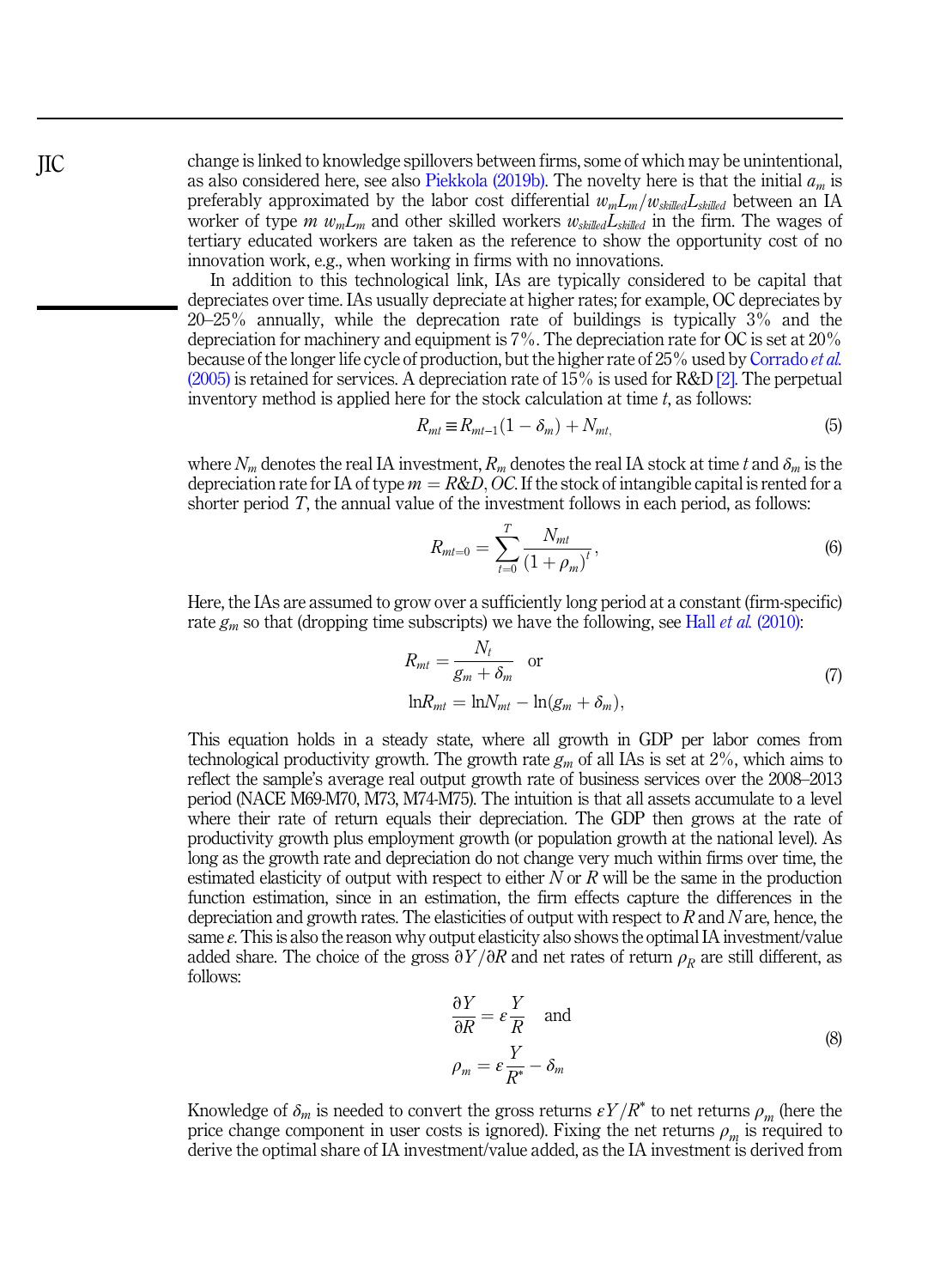change is linked to knowledge spillovers between firms, some of which may be unintentional, as also considered here, see also Piekkola (2019b). The novelty here is that the initial $a_m$ is preferably approximated by the labor cost differential $w_m L_m / w_{skilled} L_{skilled}$ between an IA worker of type $m$ $w_m L_m$ and other skilled workers $w_{skilled} L_{skilled}$ in the firm. The wages of tertiary educated workers are taken as the reference to show the opportunity cost of no innovation work, e.g., when working in firms with no innovations.

In addition to this technological link, IAs are typically considered to be capital that depreciates over time. IAs usually depreciate at higher rates; for example, OC depreciates by 20–25% annually, while the deprecation rate of buildings is typically 3% and the depreciation for machinery and equipment is 7%. The depreciation rate for OC is set at 20% because of the longer life cycle of production, but the higher rate of 25% used by Corrado *et al.* (2005) is retained for services. A depreciation rate of 15% is used for R&D [2]. The perpetual inventory method is applied here for the stock calculation at time $t$, as follows:

$$R_{mt} \equiv R_{mt-1}(1-\delta_m) + N_{mt}, \tag{5}$$

where $N_m$ denotes the real IA investment, $R_m$ denotes the real IA stock at time $t$ and $\delta_m$ is the depreciation rate for IA of type $m = R\&D, OC$. If the stock of intangible capital is rented for a shorter period $T$, the annual value of the investment follows in each period, as follows:

$$R_{mt=0} = \sum_{t=0}^{T} \frac{N_{mt}}{(1+\rho_m)^t}, \tag{6}$$

Here, the IAs are assumed to grow over a sufficiently long period at a constant (firm-specific) rate $g_m$ so that (dropping time subscripts) we have the following, see Hall *et al.* (2010):

$$R_{mt} = \frac{N_t}{g_m + \delta_m} \quad \text{or} \qquad \ln R_{mt} = \ln N_{mt} - \ln(g_m + \delta_m), \tag{7}$$

This equation holds in a steady state, where all growth in GDP per labor comes from technological productivity growth. The growth rate $g_m$ of all IAs is set at 2%, which aims to reflect the sample's average real output growth rate of business services over the 2008–2013 period (NACE M69-M70, M73, M74-M75). The intuition is that all assets accumulate to a level where their rate of return equals their depreciation. The GDP then grows at the rate of productivity growth plus employment growth (or population growth at the national level). As long as the growth rate and depreciation do not change very much within firms over time, the estimated elasticity of output with respect to either $N$ or $R$ will be the same in the production function estimation, since in an estimation, the firm effects capture the differences in the depreciation and growth rates. The elasticities of output with respect to $R$ and $N$ are, hence, the same $\varepsilon$. This is also the reason why output elasticity also shows the optimal IA investment/value added share. The choice of the gross $\partial Y / \partial R$ and net rates of return $\rho_R$ are still different, as follows:

$$\frac{\partial Y}{\partial R} = \varepsilon \frac{Y}{R} \quad \text{and} \qquad \rho_m = \varepsilon \frac{Y}{R^*} - \delta_m \tag{8}$$

Knowledge of $\delta_m$ is needed to convert the gross returns $\varepsilon Y / R^*$ to net returns $\rho_m$ (here the price change component in user costs is ignored). Fixing the net returns $\rho_m$ is required to derive the optimal share of IA investment/value added, as the IA investment is derived from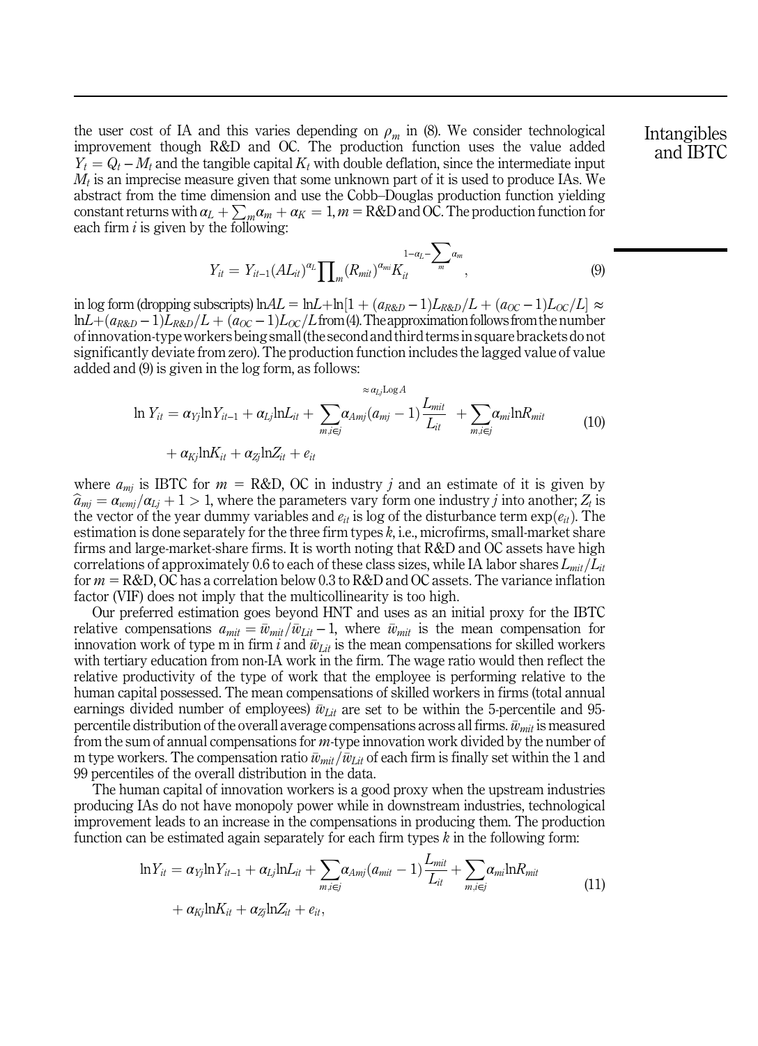the user cost of IA and this varies depending on $\rho_m$ in (8). We consider technological improvement though R&D and OC. The production function uses the value added $Y_t = Q_t - M_t$ and the tangible capital $K_t$ with double deflation, since the intermediate input $M_t$ is an imprecise measure given that some unknown part of it is used to produce IAs. We abstract from the time dimension and use the Cobb–Douglas production function yielding constant returns with $\alpha_L + \sum_m \alpha_m + \alpha_K = 1$, $m$ = R&D and OC. The production function for each firm $i$ is given by the following:

$$Y_{it} = Y_{it-1}(AL_{it})^{\alpha_L} \prod_m (R_{mit})^{\alpha_{mi}} K_{it}^{1-\alpha_L - \sum_m \alpha_m}, \tag{9}$$

in log form (dropping subscripts) $\ln AL = \ln L + \ln[1 + (a_{R\&D} - 1)L_{R\&D}/L + (a_{OC} - 1)L_{OC}/L] \approx \ln L + (a_{R\&D} - 1)L_{R\&D}/L + (a_{OC} - 1)L_{OC}/L$ from (4). The approximation follows from the number of innovation-type workers being small (the second and third terms in square brackets do not significantly deviate from zero). The production function includes the lagged value of value added and (9) is given in the log form, as follows:

$$\ln Y_{it} = \alpha_{Yj} \ln Y_{it-1} + \alpha_{Lj} \ln L_{it} + \overbrace{\sum_{m,i \in j} \alpha_{Amj}(a_{mj} - 1)\frac{L_{mit}}{L_{it}}}^{\approx \alpha_{Lj} \operatorname{Log} A} + \sum_{m,i \in j} \alpha_{mi} \ln R_{mit} + \alpha_{Kj} \ln K_{it} + \alpha_{Zj} \ln Z_{it} + e_{it} \tag{10}$$

where $a_{mj}$ is IBTC for $m$ = R&D, OC in industry $j$ and an estimate of it is given by $\widehat{a}_{mj} = \alpha_{wmj}/\alpha_{Lj} + 1 > 1$, where the parameters vary form one industry $j$ into another; $Z_t$ is the vector of the year dummy variables and $e_{it}$ is log of the disturbance term $\exp(e_{it})$. The estimation is done separately for the three firm types $k$, i.e., microfirms, small-market share firms and large-market-share firms. It is worth noting that R&D and OC assets have high correlations of approximately 0.6 to each of these class sizes, while IA labor shares $L_{mit}/L_{it}$ for $m$ = R&D, OC has a correlation below 0.3 to R&D and OC assets. The variance inflation factor (VIF) does not imply that the multicollinearity is too high.

Our preferred estimation goes beyond HNT and uses as an initial proxy for the IBTC relative compensations $a_{mit} = \bar{w}_{mit}/\bar{w}_{Lit} - 1$, where $\bar{w}_{mit}$ is the mean compensation for innovation work of type m in firm $i$ and $\bar{w}_{Lit}$ is the mean compensations for skilled workers with tertiary education from non-IA work in the firm. The wage ratio would then reflect the relative productivity of the type of work that the employee is performing relative to the human capital possessed. The mean compensations of skilled workers in firms (total annual earnings divided number of employees) $\bar{w}_{Lit}$ are set to be within the 5-percentile and 95-percentile distribution of the overall average compensations across all firms. $\bar{w}_{mit}$ is measured from the sum of annual compensations for $m$-type innovation work divided by the number of m type workers. The compensation ratio $\bar{w}_{mit}/\bar{w}_{Lit}$ of each firm is finally set within the 1 and 99 percentiles of the overall distribution in the data.

The human capital of innovation workers is a good proxy when the upstream industries producing IAs do not have monopoly power while in downstream industries, technological improvement leads to an increase in the compensations in producing them. The production function can be estimated again separately for each firm types $k$ in the following form:

$$\ln Y_{it} = \alpha_{Yj} \ln Y_{it-1} + \alpha_{Lj} \ln L_{it} + \sum_{m,i \in j} \alpha_{Amj}(a_{mit} - 1)\frac{L_{mit}}{L_{it}} + \sum_{m,i \in j} \alpha_{mi} \ln R_{mit} + \alpha_{Kj} \ln K_{it} + \alpha_{Zj} \ln Z_{it} + e_{it}, \tag{11}$$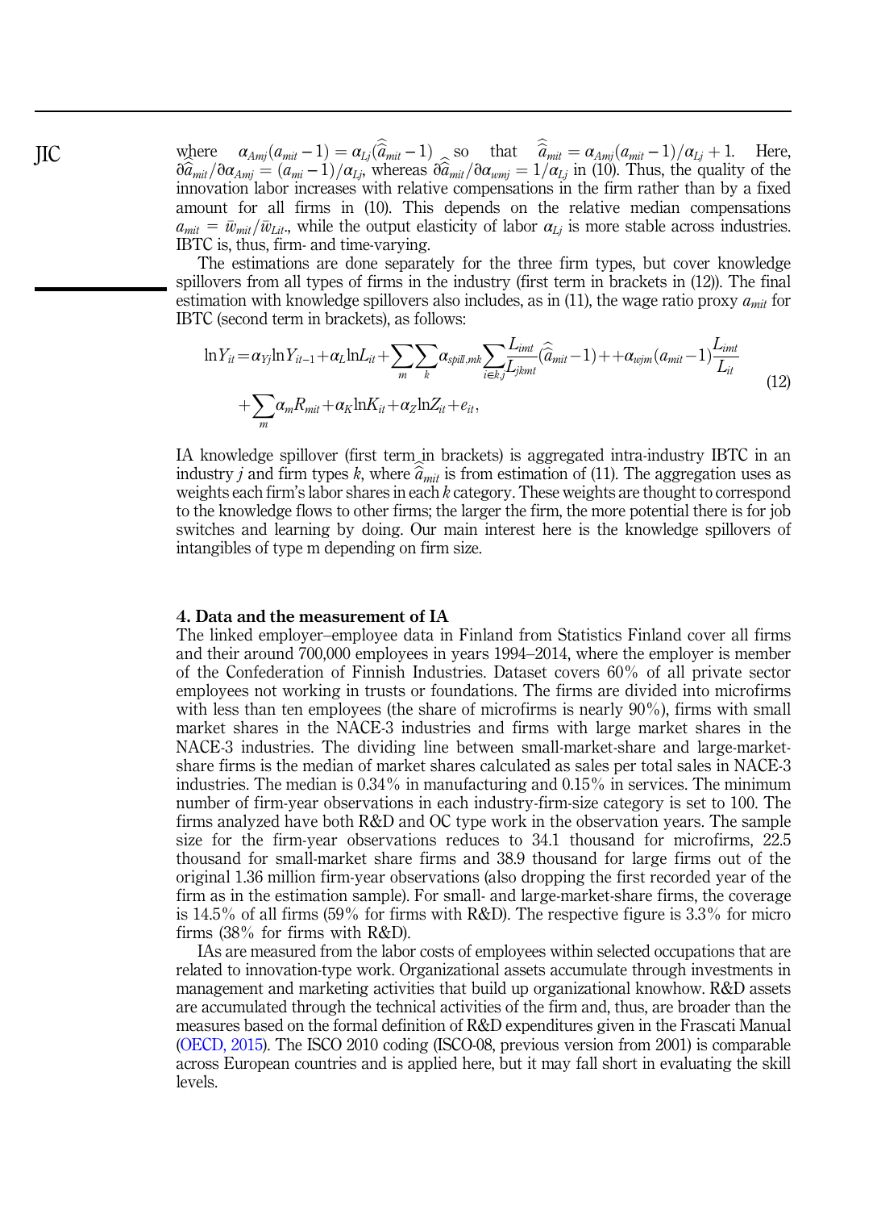where $\alpha_{Amj}(a_{mit}-1)=\alpha_{Lj}(\widehat{\widehat{a}}_{mit}-1)$ so that $\widehat{\widehat{a}}_{mit}=\alpha_{Amj}(a_{mit}-1)/\alpha_{Lj}+1$. Here, $\partial\widehat{a}_{mit}/\partial\alpha_{Amj}=(a_{mi}-1)/\alpha_{Lj}$, whereas $\partial\widehat{a}_{mit}/\partial\alpha_{wmj}=1/\alpha_{Lj}$ in (10). Thus, the quality of the innovation labor increases with relative compensations in the firm rather than by a fixed amount for all firms in (10). This depends on the relative median compensations $a_{mit}=\bar{w}_{mit}/\bar{w}_{Lit}$., while the output elasticity of labor $\alpha_{Lj}$ is more stable across industries. IBTC is, thus, firm- and time-varying.

The estimations are done separately for the three firm types, but cover knowledge spillovers from all types of firms in the industry (first term in brackets in (12)). The final estimation with knowledge spillovers also includes, as in (11), the wage ratio proxy $a_{mit}$ for IBTC (second term in brackets), as follows:

$$\ln Y_{it}=\alpha_{Yj}\ln Y_{it-1}+\alpha_L\ln L_{it}+\sum_m\sum_k\alpha_{spill,mk}\sum_{i\in k,j}\frac{L_{imt}}{L_{jkmt}}(\widehat{\widehat{a}}_{mit}-1)++\alpha_{wjm}(a_{mit}-1)\frac{L_{imt}}{L_{it}}$$
$$+\sum_m\alpha_m R_{mit}+\alpha_K\ln K_{it}+\alpha_Z\ln Z_{it}+e_{it}, \tag{12}$$

IA knowledge spillover (first term in brackets) is aggregated intra-industry IBTC in an industry $j$ and firm types $k$, where $\widehat{\widehat{a}}_{mit}$ is from estimation of (11). The aggregation uses as weights each firm's labor shares in each $k$ category. These weights are thought to correspond to the knowledge flows to other firms; the larger the firm, the more potential there is for job switches and learning by doing. Our main interest here is the knowledge spillovers of intangibles of type m depending on firm size.

## 4. Data and the measurement of IA

The linked employer–employee data in Finland from Statistics Finland cover all firms and their around 700,000 employees in years 1994–2014, where the employer is member of the Confederation of Finnish Industries. Dataset covers 60% of all private sector employees not working in trusts or foundations. The firms are divided into microfirms with less than ten employees (the share of microfirms is nearly 90%), firms with small market shares in the NACE-3 industries and firms with large market shares in the NACE-3 industries. The dividing line between small-market-share and large-market-share firms is the median of market shares calculated as sales per total sales in NACE-3 industries. The median is 0.34% in manufacturing and 0.15% in services. The minimum number of firm-year observations in each industry-firm-size category is set to 100. The firms analyzed have both R&D and OC type work in the observation years. The sample size for the firm-year observations reduces to 34.1 thousand for microfirms, 22.5 thousand for small-market share firms and 38.9 thousand for large firms out of the original 1.36 million firm-year observations (also dropping the first recorded year of the firm as in the estimation sample). For small- and large-market-share firms, the coverage is 14.5% of all firms (59% for firms with R&D). The respective figure is 3.3% for micro firms (38% for firms with R&D).

IAs are measured from the labor costs of employees within selected occupations that are related to innovation-type work. Organizational assets accumulate through investments in management and marketing activities that build up organizational knowhow. R&D assets are accumulated through the technical activities of the firm and, thus, are broader than the measures based on the formal definition of R&D expenditures given in the Frascati Manual (OECD, 2015). The ISCO 2010 coding (ISCO-08, previous version from 2001) is comparable across European countries and is applied here, but it may fall short in evaluating the skill levels.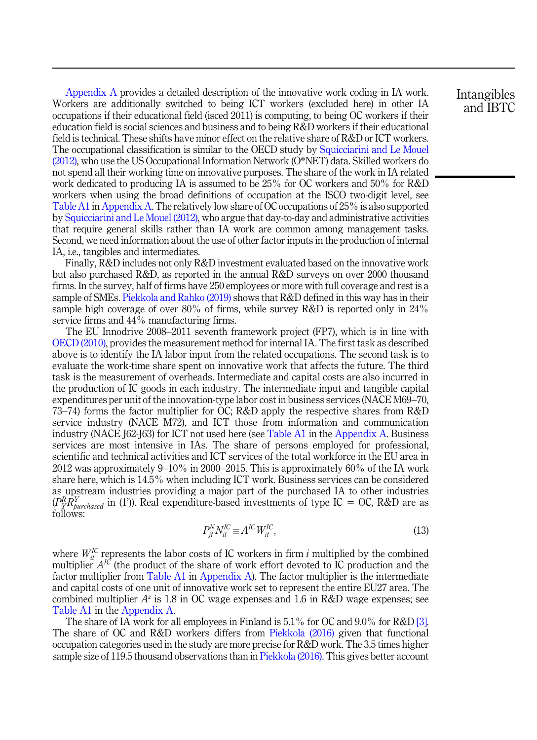Appendix A provides a detailed description of the innovative work coding in IA work. Workers are additionally switched to being ICT workers (excluded here) in other IA occupations if their educational field (isced 2011) is computing, to being OC workers if their education field is social sciences and business and to being R&D workers if their educational field is technical. These shifts have minor effect on the relative share of R&D or ICT workers. The occupational classification is similar to the OECD study by Squicciarini and Le Mouel (2012), who use the US Occupational Information Network (O*NET) data. Skilled workers do not spend all their working time on innovative purposes. The share of the work in IA related work dedicated to producing IA is assumed to be 25% for OC workers and 50% for R&D workers when using the broad definitions of occupation at the ISCO two-digit level, see Table A1 in Appendix A. The relatively low share of OC occupations of 25% is also supported by Squicciarini and Le Mouel (2012), who argue that day-to-day and administrative activities that require general skills rather than IA work are common among management tasks. Second, we need information about the use of other factor inputs in the production of internal IA, i.e., tangibles and intermediates.

Finally, R&D includes not only R&D investment evaluated based on the innovative work but also purchased R&D, as reported in the annual R&D surveys on over 2000 thousand firms. In the survey, half of firms have 250 employees or more with full coverage and rest is a sample of SMEs. Piekkola and Rahko (2019) shows that R&D defined in this way has in their sample high coverage of over 80% of firms, while survey R&D is reported only in 24% service firms and 44% manufacturing firms.

The EU Innodrive 2008–2011 seventh framework project (FP7), which is in line with OECD (2010), provides the measurement method for internal IA. The first task as described above is to identify the IA labor input from the related occupations. The second task is to evaluate the work-time share spent on innovative work that affects the future. The third task is the measurement of overheads. Intermediate and capital costs are also incurred in the production of IC goods in each industry. The intermediate input and tangible capital expenditures per unit of the innovation-type labor cost in business services (NACE M69–70, 73–74) forms the factor multiplier for OC; R&D apply the respective shares from R&D service industry (NACE M72), and ICT those from information and communication industry (NACE J62-J63) for ICT not used here (see Table A1 in the Appendix A. Business services are most intensive in IAs. The share of persons employed for professional, scientific and technical activities and ICT services of the total workforce in the EU area in 2012 was approximately 9–10% in 2000–2015. This is approximately 60% of the IA work share here, which is 14.5% when including ICT work. Business services can be considered as upstream industries providing a major part of the purchased IA to other industries ($P_Y^R R_{purchased}^Y$ in (1')). Real expenditure-based investments of type IC = OC, R&D are as follows:

$$P_{jt}^N N_{it}^{IC} \equiv A^{IC} W_{it}^{IC}, \tag{13}$$

where $W_{it}^{IC}$ represents the labor costs of IC workers in firm $i$ multiplied by the combined multiplier $A^{IC}$ (the product of the share of work effort devoted to IC production and the factor multiplier from Table A1 in Appendix A). The factor multiplier is the intermediate and capital costs of one unit of innovative work set to represent the entire EU27 area. The combined multiplier $A^z$ is 1.8 in OC wage expenses and 1.6 in R&D wage expenses; see Table A1 in the Appendix A.

The share of IA work for all employees in Finland is 5.1% for OC and 9.0% for R&D [3]. The share of OC and R&D workers differs from Piekkola (2016) given that functional occupation categories used in the study are more precise for R&D work. The 3.5 times higher sample size of 119.5 thousand observations than in Piekkola (2016). This gives better account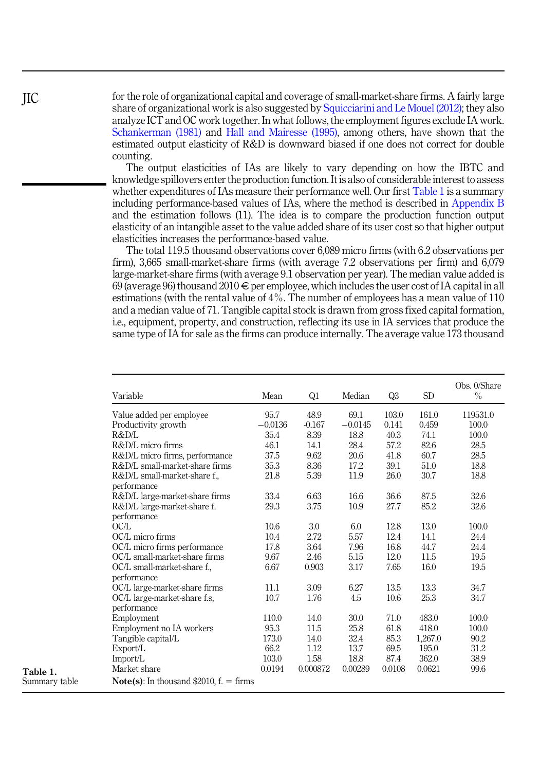for the role of organizational capital and coverage of small-market-share firms. A fairly large share of organizational work is also suggested by Squicciarini and Le Mouel (2012); they also analyze ICT and OC work together. In what follows, the employment figures exclude IA work. Schankerman (1981) and Hall and Mairesse (1995), among others, have shown that the estimated output elasticity of R&D is downward biased if one does not correct for double counting.

The output elasticities of IAs are likely to vary depending on how the IBTC and knowledge spillovers enter the production function. It is also of considerable interest to assess whether expenditures of IAs measure their performance well. Our first Table 1 is a summary including performance-based values of IAs, where the method is described in Appendix B and the estimation follows (11). The idea is to compare the production function output elasticity of an intangible asset to the value added share of its user cost so that higher output elasticities increases the performance-based value.

The total 119.5 thousand observations cover 6,089 micro firms (with 6.2 observations per firm), 3,665 small-market-share firms (with average 7.2 observations per firm) and 6,079 large-market-share firms (with average 9.1 observation per year). The median value added is 69 (average 96) thousand 2010 € per employee, which includes the user cost of IA capital in all estimations (with the rental value of 4%. The number of employees has a mean value of 110 and a median value of 71. Tangible capital stock is drawn from gross fixed capital formation, i.e., equipment, property, and construction, reflecting its use in IA services that produce the same type of IA for sale as the firms can produce internally. The average value 173 thousand

| Variable | Mean | Q1 | Median | Q3 | SD | Obs. 0/Share % |
|---|---|---|---|---|---|---|
| Value added per employee | 95.7 | 48.9 | 69.1 | 103.0 | 161.0 | 119531.0 |
| Productivity growth | −0.0136 | -0.167 | −0.0145 | 0.141 | 0.459 | 100.0 |
| R&D/L | 35.4 | 8.39 | 18.8 | 40.3 | 74.1 | 100.0 |
| R&D/L micro firms | 46.1 | 14.1 | 28.4 | 57.2 | 82.6 | 28.5 |
| R&D/L micro firms, performance | 37.5 | 9.62 | 20.6 | 41.8 | 60.7 | 28.5 |
| R&D/L small-market-share firms | 35.3 | 8.36 | 17.2 | 39.1 | 51.0 | 18.8 |
| R&D/L small-market-share f., performance | 21.8 | 5.39 | 11.9 | 26.0 | 30.7 | 18.8 |
| R&D/L large-market-share firms | 33.4 | 6.63 | 16.6 | 36.6 | 87.5 | 32.6 |
| R&D/L large-market-share f. performance | 29.3 | 3.75 | 10.9 | 27.7 | 85.2 | 32.6 |
| OC/L | 10.6 | 3.0 | 6.0 | 12.8 | 13.0 | 100.0 |
| OC/L micro firms | 10.4 | 2.72 | 5.57 | 12.4 | 14.1 | 24.4 |
| OC/L micro firms performance | 17.8 | 3.64 | 7.96 | 16.8 | 44.7 | 24.4 |
| OC/L small-market-share firms | 9.67 | 2.46 | 5.15 | 12.0 | 11.5 | 19.5 |
| OC/L small-market-share f., performance | 6.67 | 0.903 | 3.17 | 7.65 | 16.0 | 19.5 |
| OC/L large-market-share firms | 11.1 | 3.09 | 6.27 | 13.5 | 13.3 | 34.7 |
| OC/L large-market-share f.s, performance | 10.7 | 1.76 | 4.5 | 10.6 | 25.3 | 34.7 |
| Employment | 110.0 | 14.0 | 30.0 | 71.0 | 483.0 | 100.0 |
| Employment no IA workers | 95.3 | 11.5 | 25.8 | 61.8 | 418.0 | 100.0 |
| Tangible capital/L | 173.0 | 14.0 | 32.4 | 85.3 | 1,267.0 | 90.2 |
| Export/L | 66.2 | 1.12 | 13.7 | 69.5 | 195.0 | 31.2 |
| Import/L | 103.0 | 1.58 | 18.8 | 87.4 | 362.0 | 38.9 |
| Market share | 0.0194 | 0.000872 | 0.00289 | 0.0108 | 0.0621 | 99.6 |

**Note(s)**: In thousand $2010, f. = firms

**Table 1.** Summary table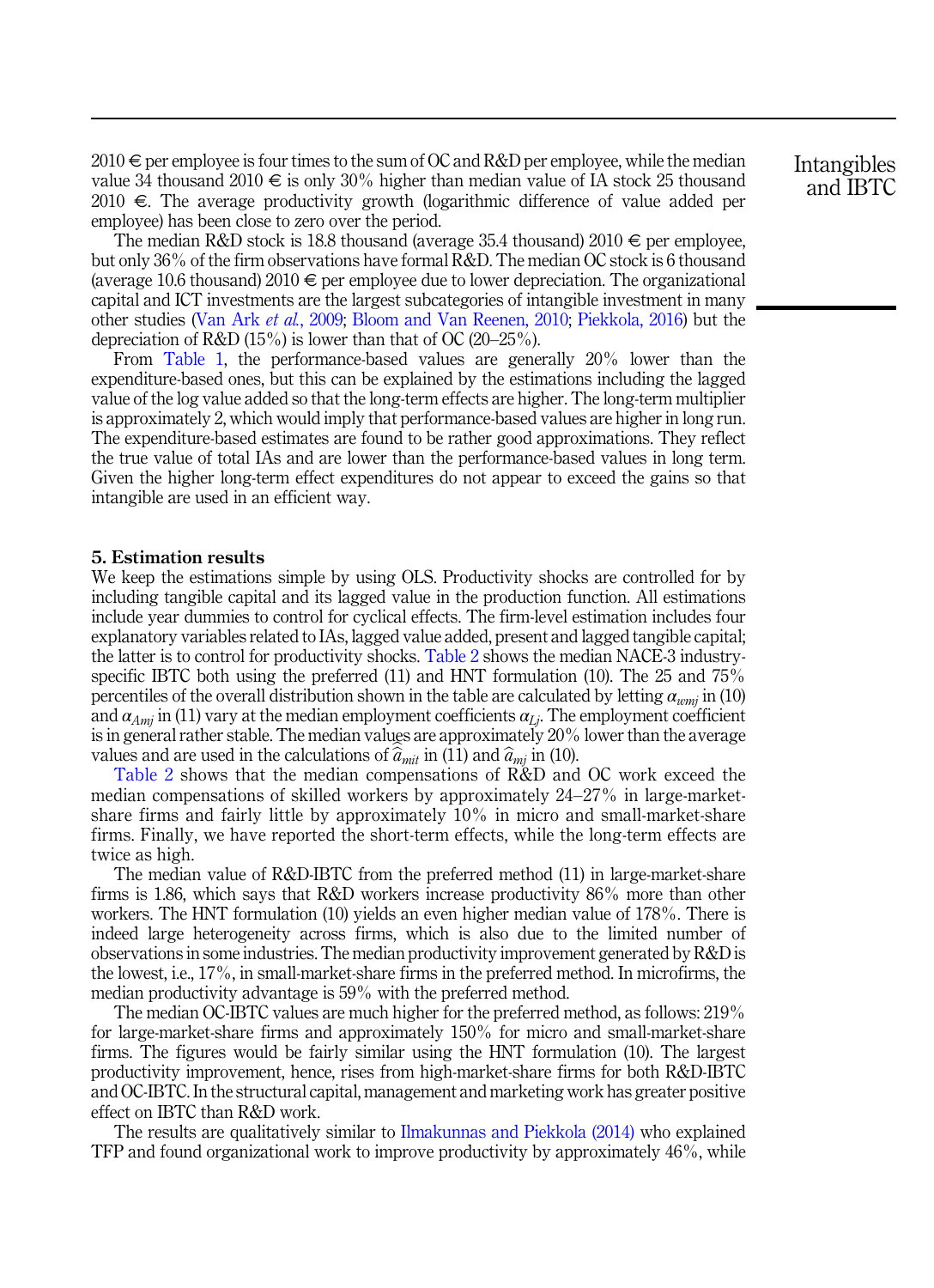2010 € per employee is four times to the sum of OC and R&D per employee, while the median value 34 thousand 2010 € is only 30% higher than median value of IA stock 25 thousand 2010 €. The average productivity growth (logarithmic difference of value added per employee) has been close to zero over the period.

The median R&D stock is 18.8 thousand (average 35.4 thousand) 2010 € per employee, but only 36% of the firm observations have formal R&D. The median OC stock is 6 thousand (average 10.6 thousand) 2010 € per employee due to lower depreciation. The organizational capital and ICT investments are the largest subcategories of intangible investment in many other studies (Van Ark *et al.*, 2009; Bloom and Van Reenen, 2010; Piekkola, 2016) but the depreciation of R&D (15%) is lower than that of OC (20–25%).

From Table 1, the performance-based values are generally 20% lower than the expenditure-based ones, but this can be explained by the estimations including the lagged value of the log value added so that the long-term effects are higher. The long-term multiplier is approximately 2, which would imply that performance-based values are higher in long run. The expenditure-based estimates are found to be rather good approximations. They reflect the true value of total IAs and are lower than the performance-based values in long term. Given the higher long-term effect expenditures do not appear to exceed the gains so that intangible are used in an efficient way.

## 5. Estimation results

We keep the estimations simple by using OLS. Productivity shocks are controlled for by including tangible capital and its lagged value in the production function. All estimations include year dummies to control for cyclical effects. The firm-level estimation includes four explanatory variables related to IAs, lagged value added, present and lagged tangible capital; the latter is to control for productivity shocks. Table 2 shows the median NACE-3 industry-specific IBTC both using the preferred (11) and HNT formulation (10). The 25 and 75% percentiles of the overall distribution shown in the table are calculated by letting $\alpha_{wmj}$ in (10) and $\alpha_{Amj}$ in (11) vary at the median employment coefficients $\alpha_{Lj}$. The employment coefficient is in general rather stable. The median values are approximately 20% lower than the average values and are used in the calculations of $\widehat{a}_{mit}$ in (11) and $\widehat{a}_{mj}$ in (10).

Table 2 shows that the median compensations of R&D and OC work exceed the median compensations of skilled workers by approximately 24–27% in large-market-share firms and fairly little by approximately 10% in micro and small-market-share firms. Finally, we have reported the short-term effects, while the long-term effects are twice as high.

The median value of R&D-IBTC from the preferred method (11) in large-market-share firms is 1.86, which says that R&D workers increase productivity 86% more than other workers. The HNT formulation (10) yields an even higher median value of 178%. There is indeed large heterogeneity across firms, which is also due to the limited number of observations in some industries. The median productivity improvement generated by R&D is the lowest, i.e., 17%, in small-market-share firms in the preferred method. In microfirms, the median productivity advantage is 59% with the preferred method.

The median OC-IBTC values are much higher for the preferred method, as follows: 219% for large-market-share firms and approximately 150% for micro and small-market share firms. The figures would be fairly similar using the HNT formulation (10). The largest productivity improvement, hence, rises from high-market-share firms for both R&D-IBTC and OC-IBTC. In the structural capital, management and marketing work has greater positive effect on IBTC than R&D work.

The results are qualitatively similar to Ilmakunnas and Piekkola (2014) who explained TFP and found organizational work to improve productivity by approximately 46%, while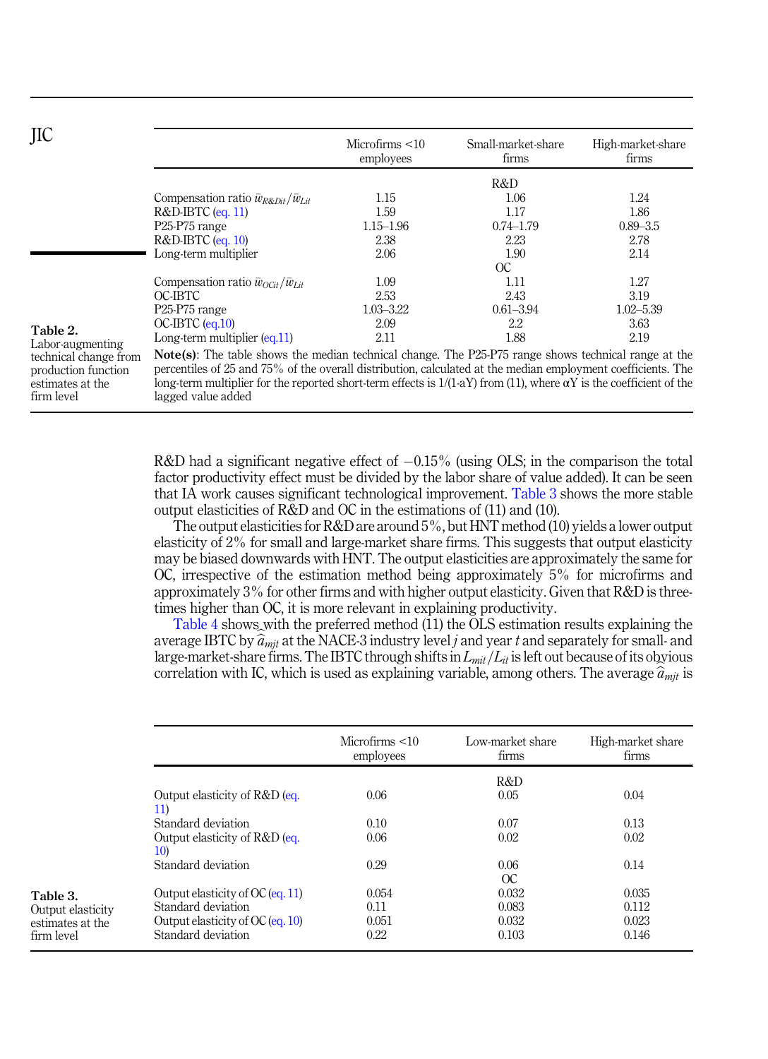**Table 2.** Labor-augmenting technical change from production function estimates at the firm level

| | Microfirms <10 employees | Small-market-share firms | High-market-share firms |
|---|---|---|---|
| | | R&D | |
| Compensation ratio $\bar{w}_{R\&Dit}/\bar{w}_{Lit}$ | 1.15 | 1.06 | 1.24 |
| R&D-IBTC (eq. 11) | 1.59 | 1.17 | 1.86 |
| P25-P75 range | 1.15–1.96 | 0.74–1.79 | 0.89–3.5 |
| R&D-IBTC (eq. 10) | 2.38 | 2.23 | 2.78 |
| Long-term multiplier | 2.06 | 1.90 | 2.14 |
| | | OC | |
| Compensation ratio $\bar{w}_{OCit}/\bar{w}_{Lit}$ | 1.09 | 1.11 | 1.27 |
| OC-IBTC | 2.53 | 2.43 | 3.19 |
| P25-P75 range | 1.03–3.22 | 0.61–3.94 | 1.02–5.39 |
| OC-IBTC (eq.10) | 2.09 | 2.2 | 3.63 |
| Long-term multiplier (eq.11) | 2.11 | 1.88 | 2.19 |

**Note(s)**: The table shows the median technical change. The P25-P75 range shows technical range at the percentiles of 25 and 75% of the overall distribution, calculated at the median employment coefficients. The long-term multiplier for the reported short-term effects is 1/(1-aY) from (11), where αY is the coefficient of the lagged value added

R&D had a significant negative effect of −0.15% (using OLS; in the comparison the total factor productivity effect must be divided by the labor share of value added). It can be seen that IA work causes significant technological improvement. Table 3 shows the more stable output elasticities of R&D and OC in the estimations of (11) and (10).

The output elasticities for R&D are around 5%, but HNT method (10) yields a lower output elasticity of 2% for small and large-market share firms. This suggests that output elasticity may be biased downwards with HNT. The output elasticities are approximately the same for OC, irrespective of the estimation method being approximately 5% for microfirms and approximately 3% for other firms and with higher output elasticity. Given that R&D is three-times higher than OC, it is more relevant in explaining productivity.

Table 4 shows with the preferred method (11) the OLS estimation results explaining the average IBTC by $\hat{a}_{mjt}$ at the NACE-3 industry level $j$ and year $t$ and separately for small- and large-market-share firms. The IBTC through shifts in $L_{mit}/L_{it}$ is left out because of its obvious correlation with IC, which is used as explaining variable, among others. The average $\hat{a}_{mjt}$ is

**Table 3.** Output elasticity estimates at the firm level

| | Microfirms <10 employees | Low-market share firms | High-market share firms |
|---|---|---|---|
| | | R&D | |
| Output elasticity of R&D (eq. 11) | 0.06 | 0.05 | 0.04 |
| Standard deviation | 0.10 | 0.07 | 0.13 |
| Output elasticity of R&D (eq. 10) | 0.06 | 0.02 | 0.02 |
| Standard deviation | 0.29 | 0.06 | 0.14 |
| | | OC | |
| Output elasticity of OC (eq. 11) | 0.054 | 0.032 | 0.035 |
| Standard deviation | 0.11 | 0.083 | 0.112 |
| Output elasticity of OC (eq. 10) | 0.051 | 0.032 | 0.023 |
| Standard deviation | 0.22 | 0.103 | 0.146 |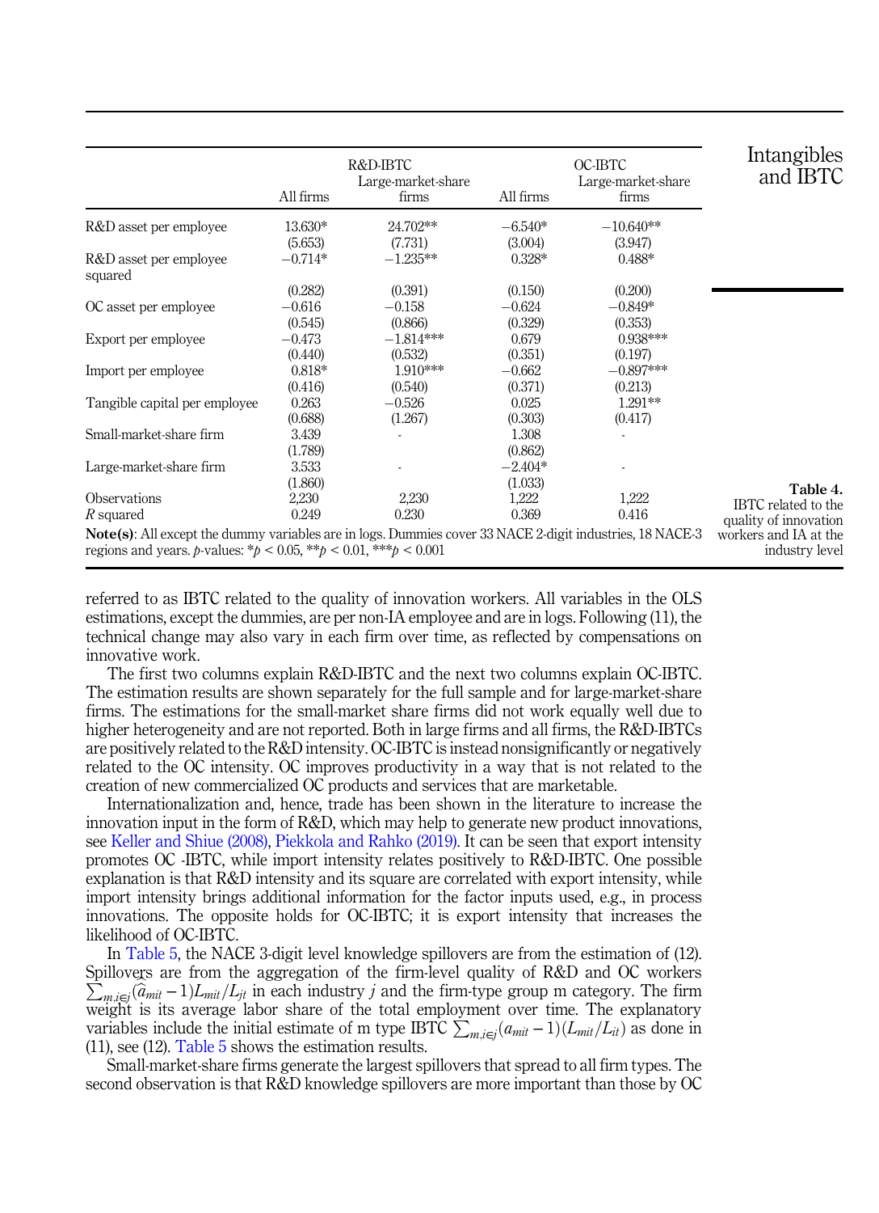Table 4. IBTC related to the quality of innovation workers and IA at the industry level

| | R&D-IBTC | | OC-IBTC | |
|---|---|---|---|---|
| | All firms | Large-market-share firms | All firms | Large-market-share firms |
| R&D asset per employee | 13.630* | 24.702** | −6.540* | −10.640** |
| | (5.653) | (7.731) | (3.004) | (3.947) |
| R&D asset per employee squared | −0.714* | −1.235** | 0.328* | 0.488* |
| | (0.282) | (0.391) | (0.150) | (0.200) |
| OC asset per employee | −0.616 | −0.158 | −0.624 | −0.849* |
| | (0.545) | (0.866) | (0.329) | (0.353) |
| Export per employee | −0.473 | −1.814*** | 0.679 | 0.938*** |
| | (0.440) | (0.532) | (0.351) | (0.197) |
| Import per employee | 0.818* | 1.910*** | −0.662 | −0.897*** |
| | (0.416) | (0.540) | (0.371) | (0.213) |
| Tangible capital per employee | 0.263 | −0.526 | 0.025 | 1.291** |
| | (0.688) | (1.267) | (0.303) | (0.417) |
| Small-market-share firm | 3.439 | - | 1.308 | - |
| | (1.789) | | (0.862) | |
| Large-market-share firm | 3.533 | - | −2.404* | - |
| | (1.860) | | (1.033) | |
| Observations | 2,230 | 2,230 | 1,222 | 1,222 |
| $R$ squared | 0.249 | 0.230 | 0.369 | 0.416 |

**Note(s)**: All except the dummy variables are in logs. Dummies cover 33 NACE 2-digit industries, 18 NACE-3 regions and years. $p$-values: $*p < 0.05$, $**p < 0.01$, $***p < 0.001$

referred to as IBTC related to the quality of innovation workers. All variables in the OLS estimations, except the dummies, are per non-IA employee and are in logs. Following (11), the technical change may also vary in each firm over time, as reflected by compensations on innovative work.

The first two columns explain R&D-IBTC and the next two columns explain OC-IBTC. The estimation results are shown separately for the full sample and for large-market-share firms. The estimations for the small-market share firms did not work equally well due to higher heterogeneity and are not reported. Both in large firms and all firms, the R&D-IBTCs are positively related to the R&D intensity. OC-IBTC is instead nonsignificantly or negatively related to the OC intensity. OC improves productivity in a way that is not related to the creation of new commercialized OC products and services that are marketable.

Internationalization and, hence, trade has been shown in the literature to increase the innovation input in the form of R&D, which may help to generate new product innovations, see Keller and Shiue (2008), Piekkola and Rahko (2019). It can be seen that export intensity promotes OC -IBTC, while import intensity relates positively to R&D-IBTC. One possible explanation is that R&D intensity and its square are correlated with export intensity, while import intensity brings additional information for the factor inputs used, e.g., in process innovations. The opposite holds for OC-IBTC; it is export intensity that increases the likelihood of OC-IBTC.

In Table 5, the NACE 3-digit level knowledge spillovers are from the estimation of (12). Spillovers are from the aggregation of the firm-level quality of R&D and OC workers $\sum_{m,i\in j}(\widehat{a}_{mit}-1)L_{mit}/L_{jt}$ in each industry $j$ and the firm-type group m category. The firm weight is its average labor share of the total employment over time. The explanatory variables include the initial estimate of m type IBTC $\sum_{m,i\in j}(a_{mit}-1)(L_{mit}/L_{it})$ as done in (11), see (12). Table 5 shows the estimation results.

Small-market-share firms generate the largest spillovers that spread to all firm types. The second observation is that R&D knowledge spillovers are more important than those by OC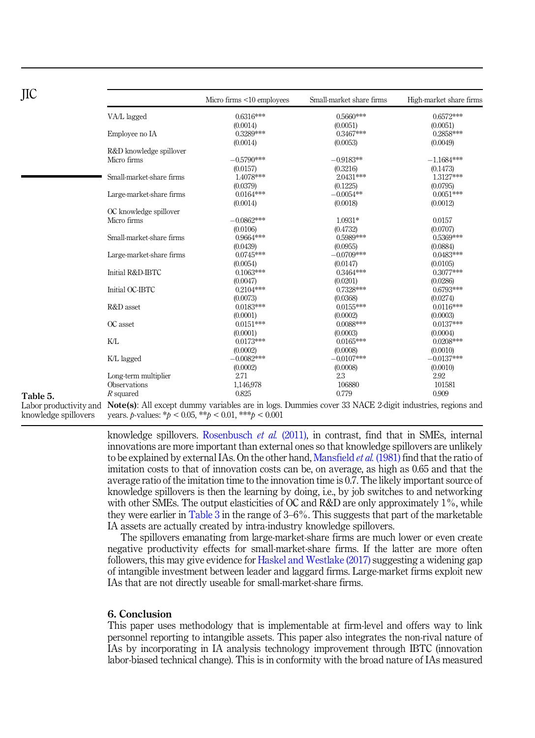**Table 5.** Labor productivity and knowledge spillovers

| | Micro firms <10 employees | Small-market share firms | High-market share firms |
|---|---|---|---|
| VA/L lagged | 0.6316*** | 0.5660*** | 0.6572*** |
| | (0.0014) | (0.0051) | (0.0051) |
| Employee no IA | 0.3289*** | 0.3467*** | 0.2858*** |
| | (0.0014) | (0.0053) | (0.0049) |
| R&D knowledge spillover | | | |
| Micro firms | −0.5790*** | −0.9183** | −1.1684*** |
| | (0.0157) | (0.3216) | (0.1473) |
| Small-market-share firms | 1.4078*** | 2.0431*** | 1.3127*** |
| | (0.0379) | (0.1225) | (0.0795) |
| Large-market-share firms | 0.0164*** | −0.0054** | 0.0051*** |
| | (0.0014) | (0.0018) | (0.0012) |
| OC knowledge spillover | | | |
| Micro firms | −0.0862*** | 1.0931* | 0.0157 |
| | (0.0106) | (0.4732) | (0.0707) |
| Small-market-share firms | 0.9664*** | 0.5989*** | 0.5369*** |
| | (0.0439) | (0.0955) | (0.0884) |
| Large-market-share firms | 0.0745*** | −0.0709*** | 0.0483*** |
| | (0.0054) | (0.0147) | (0.0105) |
| Initial R&D-IBTC | 0.1063*** | 0.3464*** | 0.3077*** |
| | (0.0047) | (0.0201) | (0.0286) |
| Initial OC-IBTC | 0.2104*** | 0.7328*** | 0.6793*** |
| | (0.0073) | (0.0368) | (0.0274) |
| R&D asset | 0.0183*** | 0.0155*** | 0.0116*** |
| | (0.0001) | (0.0002) | (0.0003) |
| OC asset | 0.0151*** | 0.0088*** | 0.0137*** |
| | (0.0001) | (0.0003) | (0.0004) |
| K/L | 0.0173*** | 0.0165*** | 0.0208*** |
| | (0.0002) | (0.0008) | (0.0010) |
| K/L lagged | −0.0082*** | −0.0107*** | −0.0137*** |
| | (0.0002) | (0.0008) | (0.0010) |
| Long-term multiplier | 2.71 | 2.3 | 2.92 |
| Observations | 1,146,978 | 106880 | 101581 |
| *R* squared | 0.825 | 0.779 | 0.909 |

**Note(s)**: All except dummy variables are in logs. Dummies cover 33 NACE 2-digit industries, regions and years. *p*-values: $*p < 0.05$, $**p < 0.01$, $***p < 0.001$

knowledge spillovers. Rosenbusch *et al.* (2011), in contrast, find that in SMEs, internal innovations are more important than external ones so that knowledge spillovers are unlikely to be explained by external IAs. On the other hand, Mansfield *et al.* (1981) find that the ratio of imitation costs to that of innovation costs can be, on average, as high as 0.65 and that the average ratio of the imitation time to the innovation time is 0.7. The likely important source of knowledge spillovers is then the learning by doing, i.e., by job switches to and networking with other SMEs. The output elasticities of OC and R&D are only approximately 1%, while they were earlier in Table 3 in the range of 3–6%. This suggests that part of the marketable IA assets are actually created by intra-industry knowledge spillovers.

The spillovers emanating from large-market-share firms are much lower or even create negative productivity effects for small-market-share firms. If the latter are more often followers, this may give evidence for Haskel and Westlake (2017) suggesting a widening gap of intangible investment between leader and laggard firms. Large-market firms exploit new IAs that are not directly useable for small-market-share firms.

## 6. Conclusion

This paper uses methodology that is implementable at firm-level and offers way to link personnel reporting to intangible assets. This paper also integrates the non-rival nature of IAs by incorporating in IA analysis technology improvement through IBTC (innovation labor-biased technical change). This is in conformity with the broad nature of IAs measured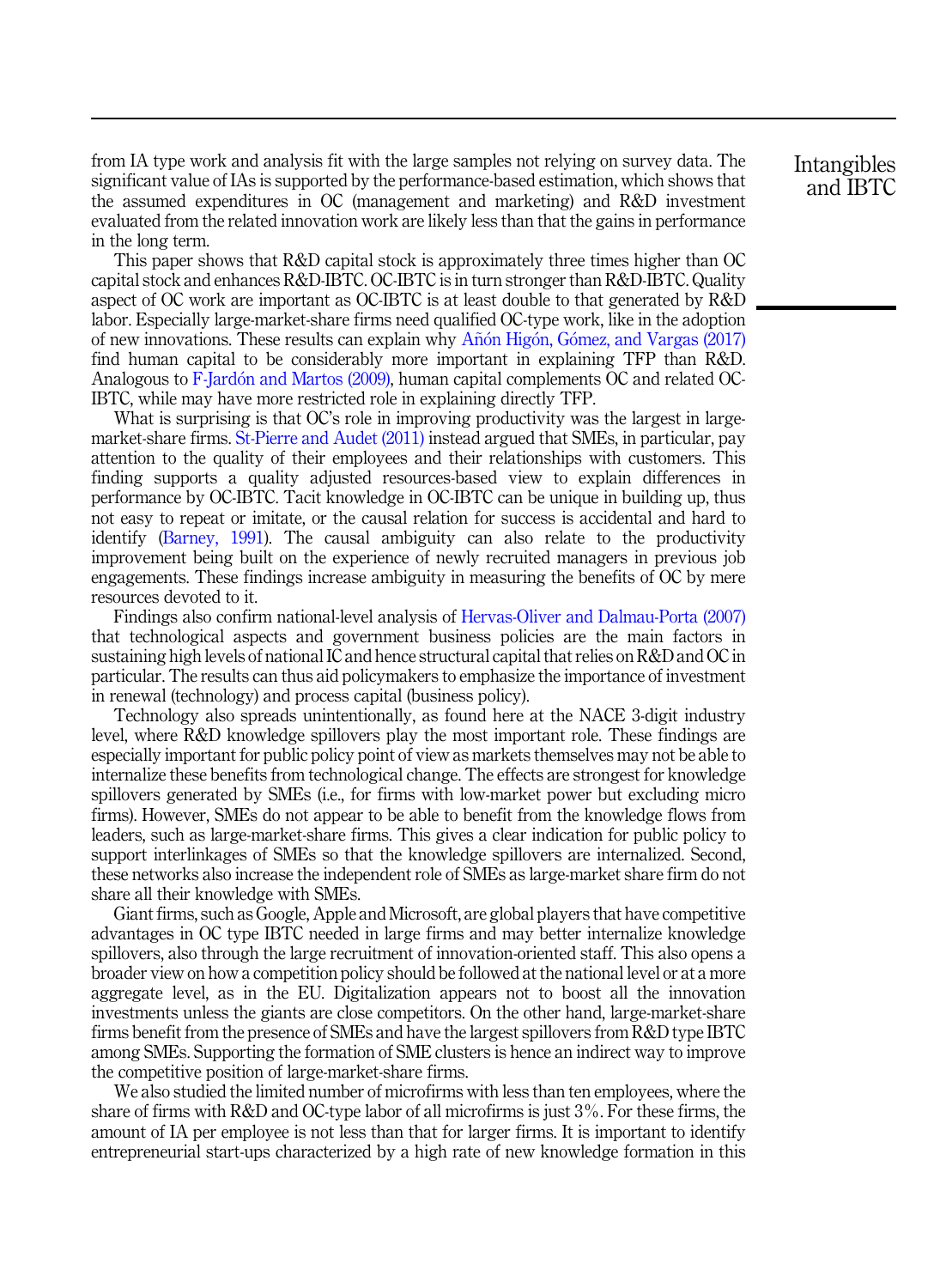from IA type work and analysis fit with the large samples not relying on survey data. The significant value of IAs is supported by the performance-based estimation, which shows that the assumed expenditures in OC (management and marketing) and R&D investment evaluated from the related innovation work are likely less than that the gains in performance in the long term.

This paper shows that R&D capital stock is approximately three times higher than OC capital stock and enhances R&D-IBTC. OC-IBTC is in turn stronger than R&D-IBTC. Quality aspect of OC work are important as OC-IBTC is at least double to that generated by R&D labor. Especially large-market-share firms need qualified OC-type work, like in the adoption of new innovations. These results can explain why Añón Higón, Gómez, and Vargas (2017) find human capital to be considerably more important in explaining TFP than R&D. Analogous to F-Jardón and Martos (2009), human capital complements OC and related OC-IBTC, while may have more restricted role in explaining directly TFP.

What is surprising is that OC's role in improving productivity was the largest in large-market-share firms. St-Pierre and Audet (2011) instead argued that SMEs, in particular, pay attention to the quality of their employees and their relationships with customers. This finding supports a quality adjusted resources-based view to explain differences in performance by OC-IBTC. Tacit knowledge in OC-IBTC can be unique in building up, thus not easy to repeat or imitate, or the causal relation for success is accidental and hard to identify (Barney, 1991). The causal ambiguity can also relate to the productivity improvement being built on the experience of newly recruited managers in previous job engagements. These findings increase ambiguity in measuring the benefits of OC by mere resources devoted to it.

Findings also confirm national-level analysis of Hervas-Oliver and Dalmau-Porta (2007) that technological aspects and government business policies are the main factors in sustaining high levels of national IC and hence structural capital that relies on R&D and OC in particular. The results can thus aid policymakers to emphasize the importance of investment in renewal (technology) and process capital (business policy).

Technology also spreads unintentionally, as found here at the NACE 3-digit industry level, where R&D knowledge spillovers play the most important role. These findings are especially important for public policy point of view as markets themselves may not be able to internalize these benefits from technological change. The effects are strongest for knowledge spillovers generated by SMEs (i.e., for firms with low-market power but excluding micro firms). However, SMEs do not appear to be able to benefit from the knowledge flows from leaders, such as large-market-share firms. This gives a clear indication for public policy to support interlinkages of SMEs so that the knowledge spillovers are internalized. Second, these networks also increase the independent role of SMEs as large-market share firm do not share all their knowledge with SMEs.

Giant firms, such as Google, Apple and Microsoft, are global players that have competitive advantages in OC type IBTC needed in large firms and may better internalize knowledge spillovers, also through the large recruitment of innovation-oriented staff. This also opens a broader view on how a competition policy should be followed at the national level or at a more aggregate level, as in the EU. Digitalization appears not to boost all the innovation investments unless the giants are close competitors. On the other hand, large-market-share firms benefit from the presence of SMEs and have the largest spillovers from R&D type IBTC among SMEs. Supporting the formation of SME clusters is hence an indirect way to improve the competitive position of large-market-share firms.

We also studied the limited number of microfirms with less than ten employees, where the share of firms with R&D and OC-type labor of all microfirms is just 3%. For these firms, the amount of IA per employee is not less than that for larger firms. It is important to identify entrepreneurial start-ups characterized by a high rate of new knowledge formation in this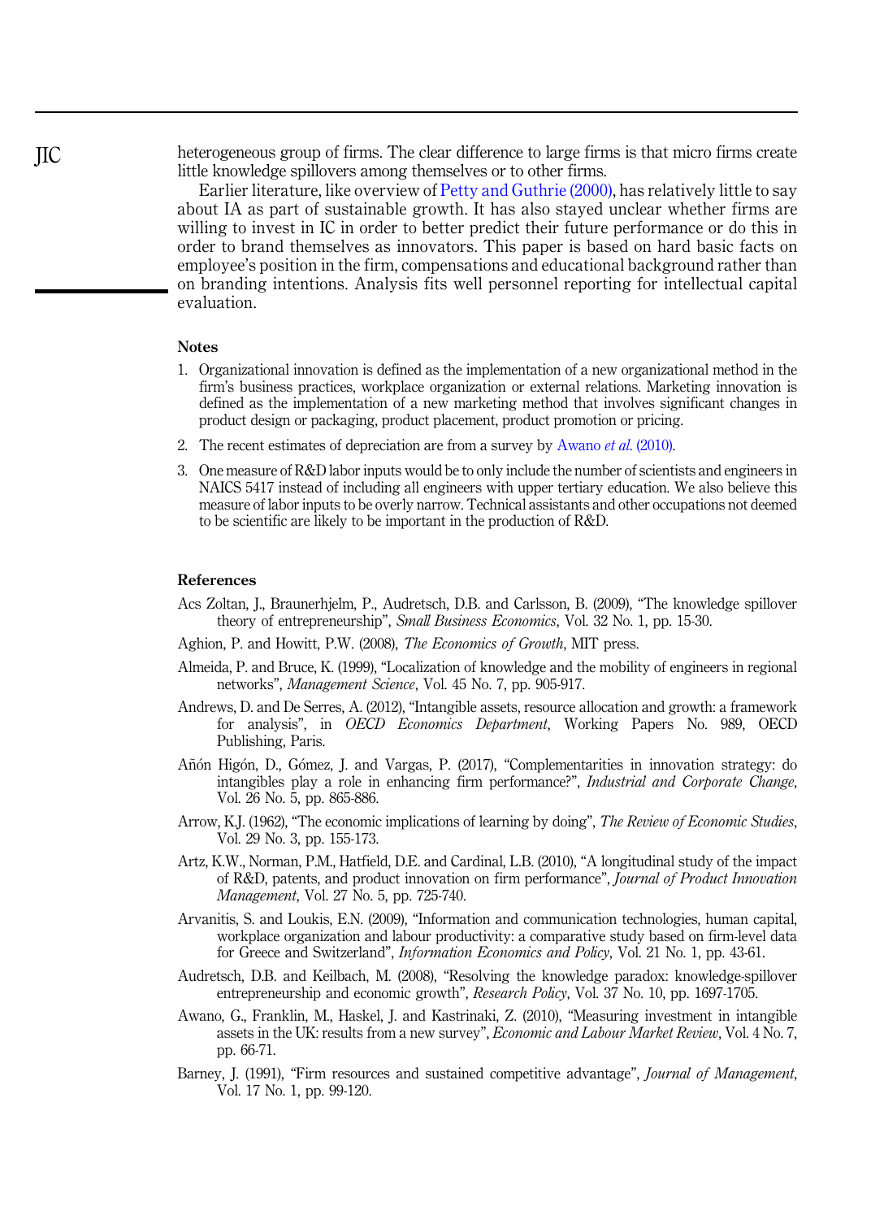heterogeneous group of firms. The clear difference to large firms is that micro firms create little knowledge spillovers among themselves or to other firms.

Earlier literature, like overview of Petty and Guthrie (2000), has relatively little to say about IA as part of sustainable growth. It has also stayed unclear whether firms are willing to invest in IC in order to better predict their future performance or do this in order to brand themselves as innovators. This paper is based on hard basic facts on employee's position in the firm, compensations and educational background rather than on branding intentions. Analysis fits well personnel reporting for intellectual capital evaluation.

## Notes

1. Organizational innovation is defined as the implementation of a new organizational method in the firm's business practices, workplace organization or external relations. Marketing innovation is defined as the implementation of a new marketing method that involves significant changes in product design or packaging, product placement, product promotion or pricing.
2. The recent estimates of depreciation are from a survey by Awano *et al.* (2010).
3. One measure of R&D labor inputs would be to only include the number of scientists and engineers in NAICS 5417 instead of including all engineers with upper tertiary education. We also believe this measure of labor inputs to be overly narrow. Technical assistants and other occupations not deemed to be scientific are likely to be important in the production of R&D.

## References

Acs Zoltan, J., Braunerhjelm, P., Audretsch, D.B. and Carlsson, B. (2009), "The knowledge spillover theory of entrepreneurship", *Small Business Economics*, Vol. 32 No. 1, pp. 15-30.

Aghion, P. and Howitt, P.W. (2008), *The Economics of Growth*, MIT press.

Almeida, P. and Bruce, K. (1999), "Localization of knowledge and the mobility of engineers in regional networks", *Management Science*, Vol. 45 No. 7, pp. 905-917.

Andrews, D. and De Serres, A. (2012), "Intangible assets, resource allocation and growth: a framework for analysis", in *OECD Economics Department*, Working Papers No. 989, OECD Publishing, Paris.

Añón Higón, D., Gómez, J. and Vargas, P. (2017), "Complementarities in innovation strategy: do intangibles play a role in enhancing firm performance?", *Industrial and Corporate Change*, Vol. 26 No. 5, pp. 865-886.

Arrow, K.J. (1962), "The economic implications of learning by doing", *The Review of Economic Studies*, Vol. 29 No. 3, pp. 155-173.

Artz, K.W., Norman, P.M., Hatfield, D.E. and Cardinal, L.B. (2010), "A longitudinal study of the impact of R&D, patents, and product innovation on firm performance", *Journal of Product Innovation Management*, Vol. 27 No. 5, pp. 725-740.

Arvanitis, S. and Loukis, E.N. (2009), "Information and communication technologies, human capital, workplace organization and labour productivity: a comparative study based on firm-level data for Greece and Switzerland", *Information Economics and Policy*, Vol. 21 No. 1, pp. 43-61.

Audretsch, D.B. and Keilbach, M. (2008), "Resolving the knowledge paradox: knowledge-spillover entrepreneurship and economic growth", *Research Policy*, Vol. 37 No. 10, pp. 1697-1705.

Awano, G., Franklin, M., Haskel, J. and Kastrinaki, Z. (2010), "Measuring investment in intangible assets in the UK: results from a new survey", *Economic and Labour Market Review*, Vol. 4 No. 7, pp. 66-71.

Barney, J. (1991), "Firm resources and sustained competitive advantage", *Journal of Management*, Vol. 17 No. 1, pp. 99-120.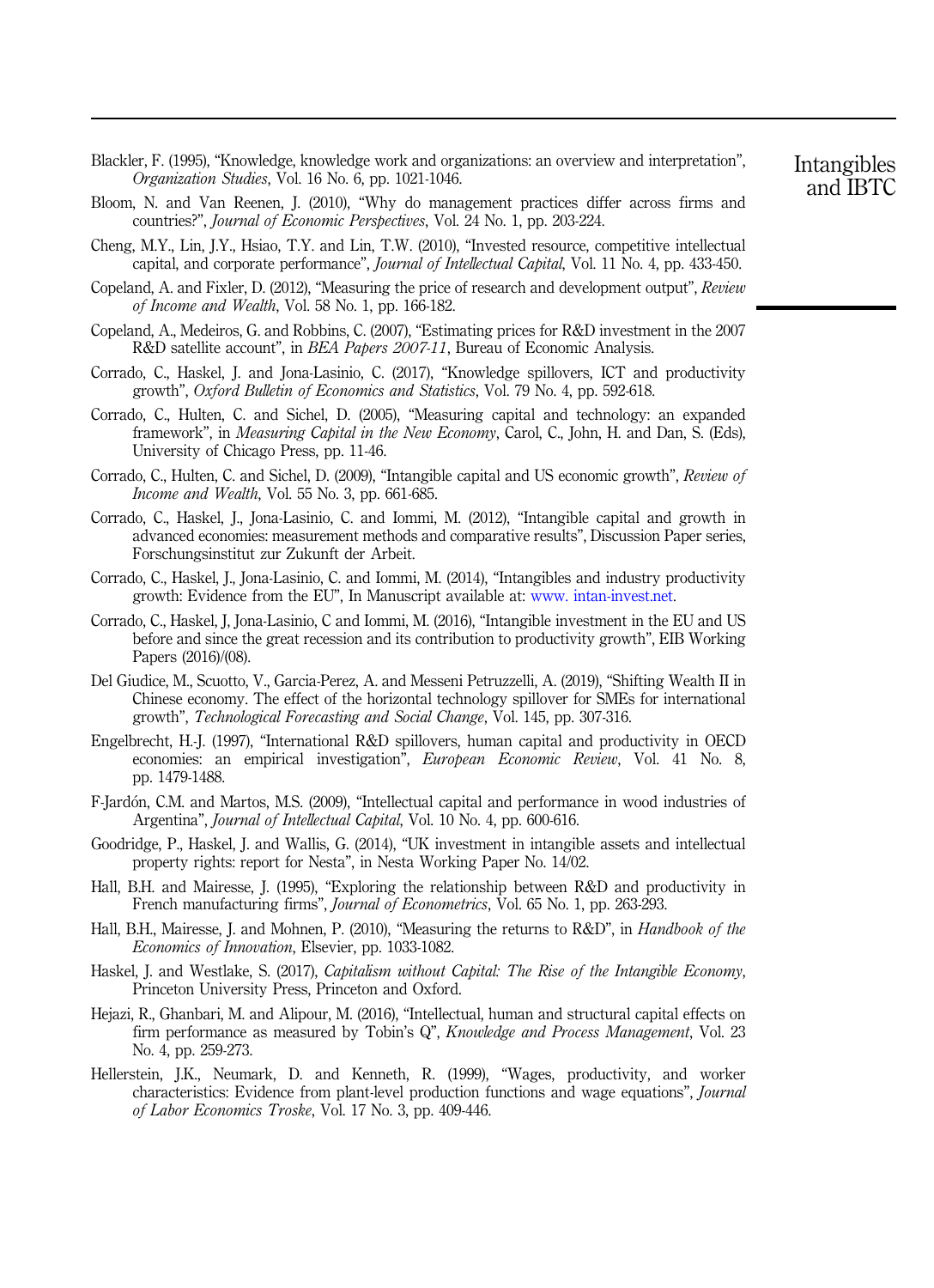Blackler, F. (1995), "Knowledge, knowledge work and organizations: an overview and interpretation", *Organization Studies*, Vol. 16 No. 6, pp. 1021-1046.

Bloom, N. and Van Reenen, J. (2010), "Why do management practices differ across firms and countries?", *Journal of Economic Perspectives*, Vol. 24 No. 1, pp. 203-224.

Cheng, M.Y., Lin, J.Y., Hsiao, T.Y. and Lin, T.W. (2010), "Invested resource, competitive intellectual capital, and corporate performance", *Journal of Intellectual Capital*, Vol. 11 No. 4, pp. 433-450.

Copeland, A. and Fixler, D. (2012), "Measuring the price of research and development output", *Review of Income and Wealth*, Vol. 58 No. 1, pp. 166-182.

Copeland, A., Medeiros, G. and Robbins, C. (2007), "Estimating prices for R&D investment in the 2007 R&D satellite account", in *BEA Papers 2007-11*, Bureau of Economic Analysis.

Corrado, C., Haskel, J. and Jona-Lasinio, C. (2017), "Knowledge spillovers, ICT and productivity growth", *Oxford Bulletin of Economics and Statistics*, Vol. 79 No. 4, pp. 592-618.

Corrado, C., Hulten, C. and Sichel, D. (2005), "Measuring capital and technology: an expanded framework", in *Measuring Capital in the New Economy*, Carol, C., John, H. and Dan, S. (Eds), University of Chicago Press, pp. 11-46.

Corrado, C., Hulten, C. and Sichel, D. (2009), "Intangible capital and US economic growth", *Review of Income and Wealth*, Vol. 55 No. 3, pp. 661-685.

Corrado, C., Haskel, J., Jona-Lasinio, C. and Iommi, M. (2012), "Intangible capital and growth in advanced economies: measurement methods and comparative results", Discussion Paper series, Forschungsinstitut zur Zukunft der Arbeit.

Corrado, C., Haskel, J., Jona-Lasinio, C. and Iommi, M. (2014), "Intangibles and industry productivity growth: Evidence from the EU", In Manuscript available at: www. intan-invest.net.

Corrado, C., Haskel, J, Jona-Lasinio, C and Iommi, M. (2016), "Intangible investment in the EU and US before and since the great recession and its contribution to productivity growth", EIB Working Papers (2016)/(08).

Del Giudice, M., Scuotto, V., Garcia-Perez, A. and Messeni Petruzzelli, A. (2019), "Shifting Wealth II in Chinese economy. The effect of the horizontal technology spillover for SMEs for international growth", *Technological Forecasting and Social Change*, Vol. 145, pp. 307-316.

Engelbrecht, H.-J. (1997), "International R&D spillovers, human capital and productivity in OECD economies: an empirical investigation", *European Economic Review*, Vol. 41 No. 8, pp. 1479-1488.

F-Jardón, C.M. and Martos, M.S. (2009), "Intellectual capital and performance in wood industries of Argentina", *Journal of Intellectual Capital*, Vol. 10 No. 4, pp. 600-616.

Goodridge, P., Haskel, J. and Wallis, G. (2014), "UK investment in intangible assets and intellectual property rights: report for Nesta", in Nesta Working Paper No. 14/02.

Hall, B.H. and Mairesse, J. (1995), "Exploring the relationship between R&D and productivity in French manufacturing firms", *Journal of Econometrics*, Vol. 65 No. 1, pp. 263-293.

Hall, B.H., Mairesse, J. and Mohnen, P. (2010), "Measuring the returns to R&D", in *Handbook of the Economics of Innovation*, Elsevier, pp. 1033-1082.

Haskel, J. and Westlake, S. (2017), *Capitalism without Capital: The Rise of the Intangible Economy*, Princeton University Press, Princeton and Oxford.

Hejazi, R., Ghanbari, M. and Alipour, M. (2016), "Intellectual, human and structural capital effects on firm performance as measured by Tobin's Q", *Knowledge and Process Management*, Vol. 23 No. 4, pp. 259-273.

Hellerstein, J.K., Neumark, D. and Kenneth, R. (1999), "Wages, productivity, and worker characteristics: Evidence from plant-level production functions and wage equations", *Journal of Labor Economics Troske*, Vol. 17 No. 3, pp. 409-446.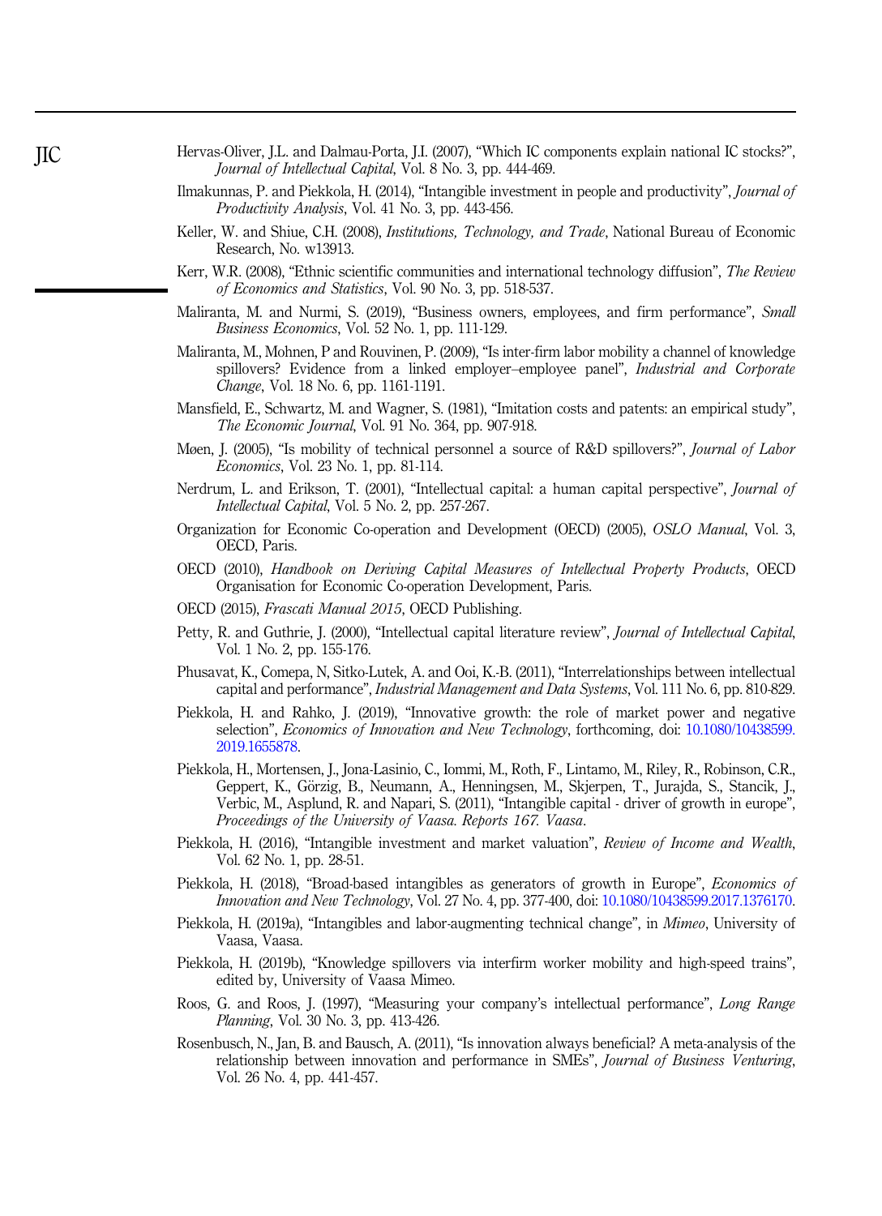Hervas-Oliver, J.L. and Dalmau-Porta, J.I. (2007), "Which IC components explain national IC stocks?", *Journal of Intellectual Capital*, Vol. 8 No. 3, pp. 444-469.

Ilmakunnas, P. and Piekkola, H. (2014), "Intangible investment in people and productivity", *Journal of Productivity Analysis*, Vol. 41 No. 3, pp. 443-456.

Keller, W. and Shiue, C.H. (2008), *Institutions, Technology, and Trade*, National Bureau of Economic Research, No. w13913.

Kerr, W.R. (2008), "Ethnic scientific communities and international technology diffusion", *The Review of Economics and Statistics*, Vol. 90 No. 3, pp. 518-537.

Maliranta, M. and Nurmi, S. (2019), "Business owners, employees, and firm performance", *Small Business Economics*, Vol. 52 No. 1, pp. 111-129.

Maliranta, M., Mohnen, P and Rouvinen, P. (2009), "Is inter-firm labor mobility a channel of knowledge spillovers? Evidence from a linked employer–employee panel", *Industrial and Corporate Change*, Vol. 18 No. 6, pp. 1161-1191.

Mansfield, E., Schwartz, M. and Wagner, S. (1981), "Imitation costs and patents: an empirical study", *The Economic Journal*, Vol. 91 No. 364, pp. 907-918.

Møen, J. (2005), "Is mobility of technical personnel a source of R&D spillovers?", *Journal of Labor Economics*, Vol. 23 No. 1, pp. 81-114.

Nerdrum, L. and Erikson, T. (2001), "Intellectual capital: a human capital perspective", *Journal of Intellectual Capital*, Vol. 5 No. 2, pp. 257-267.

Organization for Economic Co-operation and Development (OECD) (2005), *OSLO Manual*, Vol. 3, OECD, Paris.

OECD (2010), *Handbook on Deriving Capital Measures of Intellectual Property Products*, OECD Organisation for Economic Co-operation Development, Paris.

OECD (2015), *Frascati Manual 2015*, OECD Publishing.

Petty, R. and Guthrie, J. (2000), "Intellectual capital literature review", *Journal of Intellectual Capital*, Vol. 1 No. 2, pp. 155-176.

Phusavat, K., Comepa, N, Sitko-Lutek, A. and Ooi, K.-B. (2011), "Interrelationships between intellectual capital and performance", *Industrial Management and Data Systems*, Vol. 111 No. 6, pp. 810-829.

Piekkola, H. and Rahko, J. (2019), "Innovative growth: the role of market power and negative selection", *Economics of Innovation and New Technology*, forthcoming, doi: 10.1080/10438599.2019.1655878.

Piekkola, H., Mortensen, J., Jona-Lasinio, C., Iommi, M., Roth, F., Lintamo, M., Riley, R., Robinson, C.R., Geppert, K., Görzig, B., Neumann, A., Henningsen, M., Skjerpen, T., Jurajda, S., Stancik, J., Verbic, M., Asplund, R. and Napari, S. (2011), "Intangible capital - driver of growth in europe", *Proceedings of the University of Vaasa. Reports 167. Vaasa*.

Piekkola, H. (2016), "Intangible investment and market valuation", *Review of Income and Wealth*, Vol. 62 No. 1, pp. 28-51.

Piekkola, H. (2018), "Broad-based intangibles as generators of growth in Europe", *Economics of Innovation and New Technology*, Vol. 27 No. 4, pp. 377-400, doi: 10.1080/10438599.2017.1376170.

Piekkola, H. (2019a), "Intangibles and labor-augmenting technical change", in *Mimeo*, University of Vaasa, Vaasa.

Piekkola, H. (2019b), "Knowledge spillovers via interfirm worker mobility and high-speed trains", edited by, University of Vaasa Mimeo.

Roos, G. and Roos, J. (1997), "Measuring your company's intellectual performance", *Long Range Planning*, Vol. 30 No. 3, pp. 413-426.

Rosenbusch, N., Jan, B. and Bausch, A. (2011), "Is innovation always beneficial? A meta-analysis of the relationship between innovation and performance in SMEs", *Journal of Business Venturing*, Vol. 26 No. 4, pp. 441-457.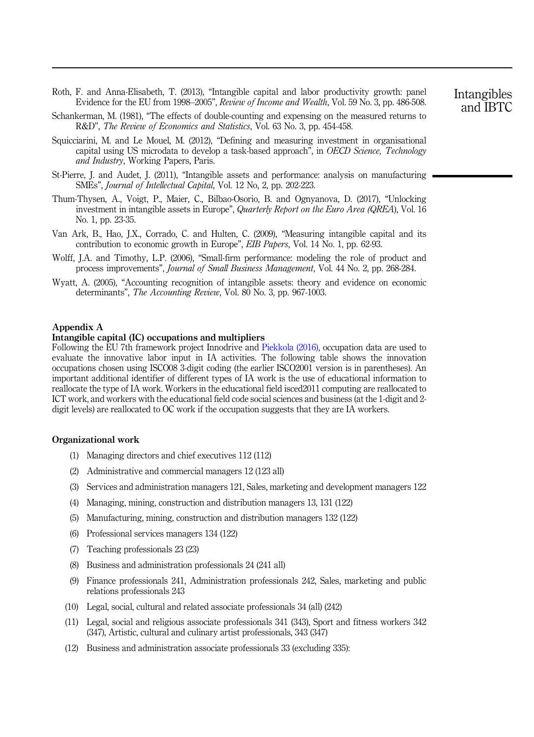Roth, F. and Anna-Elisabeth, T. (2013), "Intangible capital and labor productivity growth: panel Evidence for the EU from 1998–2005", *Review of Income and Wealth*, Vol. 59 No. 3, pp. 486-508.

Schankerman, M. (1981), "The effects of double-counting and expensing on the measured returns to R&D", *The Review of Economics and Statistics*, Vol. 63 No. 3, pp. 454-458.

Squicciarini, M. and Le Mouel, M. (2012), "Defining and measuring investment in organisational capital using US microdata to develop a task-based approach", in *OECD Science, Technology and Industry*, Working Papers, Paris.

St-Pierre, J. and Audet, J. (2011), "Intangible assets and performance: analysis on manufacturing SMEs", *Journal of Intellectual Capital*, Vol. 12 No, 2, pp. 202-223.

Thum-Thysen, A., Voigt, P., Maier, C., Bilbao-Osorio, B. and Ognyanova, D. (2017), "Unlocking investment in intangible assets in Europe", *Quarterly Report on the Euro Area (QREA)*, Vol. 16 No. 1, pp. 23-35.

Van Ark, B., Hao, J.X., Corrado, C. and Hulten, C. (2009), "Measuring intangible capital and its contribution to economic growth in Europe", *EIB Papers*, Vol. 14 No. 1, pp. 62-93.

Wolff, J.A. and Timothy, L.P. (2006), "Small-firm performance: modeling the role of product and process improvements", *Journal of Small Business Management*, Vol. 44 No. 2, pp. 268-284.

Wyatt, A. (2005), "Accounting recognition of intangible assets: theory and evidence on economic determinants", *The Accounting Review*, Vol. 80 No. 3, pp. 967-1003.

## Appendix A

### Intangible capital (IC) occupations and multipliers

Following the EU 7th framework project Innodrive and Piekkola (2016), occupation data are used to evaluate the innovative labor input in IA activities. The following table shows the innovation occupations chosen using ISCO08 3-digit coding (the earlier ISCO2001 version is in parentheses). An important additional identifier of different types of IA work is the use of educational information to reallocate the type of IA work. Workers in the educational field isced2011 computing are reallocated to ICT work, and workers with the educational field code social sciences and business (at the 1-digit and 2-digit levels) are reallocated to OC work if the occupation suggests that they are IA workers.

### Organizational work

(1) Managing directors and chief executives 112 (112)

(2) Administrative and commercial managers 12 (123 all)

(3) Services and administration managers 121, Sales, marketing and development managers 122

(4) Managing, mining, construction and distribution managers 13, 131 (122)

(5) Manufacturing, mining, construction and distribution managers 132 (122)

(6) Professional services managers 134 (122)

(7) Teaching professionals 23 (23)

(8) Business and administration professionals 24 (241 all)

(9) Finance professionals 241, Administration professionals 242, Sales, marketing and public relations professionals 243

(10) Legal, social, cultural and related associate professionals 34 (all) (242)

(11) Legal, social and religious associate professionals 341 (343), Sport and fitness workers 342 (347), Artistic, cultural and culinary artist professionals, 343 (347)

(12) Business and administration associate professionals 33 (excluding 335):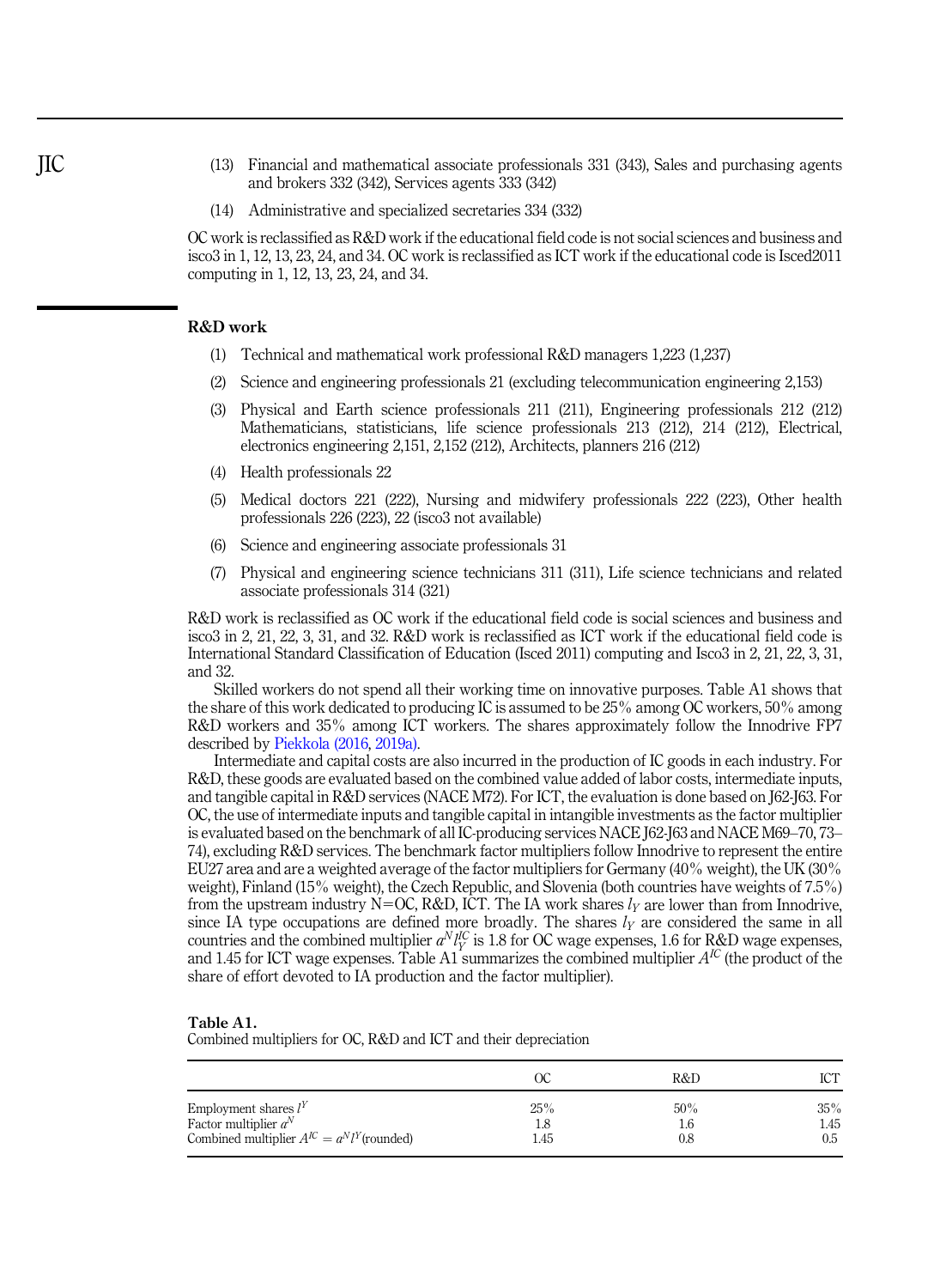(13) Financial and mathematical associate professionals 331 (343), Sales and purchasing agents and brokers 332 (342), Services agents 333 (342)

(14) Administrative and specialized secretaries 334 (332)

OC work is reclassified as R&D work if the educational field code is not social sciences and business and isco3 in 1, 12, 13, 23, 24, and 34. OC work is reclassified as ICT work if the educational code is Isced2011 computing in 1, 12, 13, 23, 24, and 34.

## R&D work

(1) Technical and mathematical work professional R&D managers 1,223 (1,237)

(2) Science and engineering professionals 21 (excluding telecommunication engineering 2,153)

(3) Physical and Earth science professionals 211 (211), Engineering professionals 212 (212) Mathematicians, statisticians, life science professionals 213 (212), 214 (212), Electrical, electronics engineering 2,151, 2,152 (212), Architects, planners 216 (212)

(4) Health professionals 22

(5) Medical doctors 221 (222), Nursing and midwifery professionals 222 (223), Other health professionals 226 (223), 22 (isco3 not available)

(6) Science and engineering associate professionals 31

(7) Physical and engineering science technicians 311 (311), Life science technicians and related associate professionals 314 (321)

R&D work is reclassified as OC work if the educational field code is social sciences and business and isco3 in 2, 21, 22, 3, 31, and 32. R&D work is reclassified as ICT work if the educational field code is International Standard Classification of Education (Isced 2011) computing and Isco3 in 2, 21, 22, 3, 31, and 32.

Skilled workers do not spend all their working time on innovative purposes. Table A1 shows that the share of this work dedicated to producing IC is assumed to be 25% among OC workers, 50% among R&D workers and 35% among ICT workers. The shares approximately follow the Innodrive FP7 described by Piekkola (2016, 2019a).

Intermediate and capital costs are also incurred in the production of IC goods in each industry. For R&D, these goods are evaluated based on the combined value added of labor costs, intermediate inputs, and tangible capital in R&D services (NACE M72). For ICT, the evaluation is done based on J62-J63. For OC, the use of intermediate inputs and tangible capital in intangible investments as the factor multiplier is evaluated based on the benchmark of all IC-producing services NACE J62-J63 and NACE M69–70, 73–74), excluding R&D services. The benchmark factor multipliers follow Innodrive to represent the entire EU27 area and are a weighted average of the factor multipliers for Germany (40% weight), the UK (30% weight), Finland (15% weight), the Czech Republic, and Slovenia (both countries have weights of 7.5%) from the upstream industry N=OC, R&D, ICT. The IA work shares $l_Y$ are lower than from Innodrive, since IA type occupations are defined more broadly. The shares $l_Y$ are considered the same in all countries and the combined multiplier $a^N l_Y^{IC}$ is 1.8 for OC wage expenses, 1.6 for R&D wage expenses, and 1.45 for ICT wage expenses. Table A1 summarizes the combined multiplier $A^{IC}$ (the product of the share of effort devoted to IA production and the factor multiplier).

**Table A1.**
Combined multipliers for OC, R&D and ICT and their depreciation

| | OC | R&D | ICT |
|---|---|---|---|
| Employment shares $l^Y$ | 25% | 50% | 35% |
| Factor multiplier $a^N$ | 1.8 | 1.6 | 1.45 |
| Combined multiplier $A^{IC} = a^N l^Y$(rounded) | 1.45 | 0.8 | 0.5 |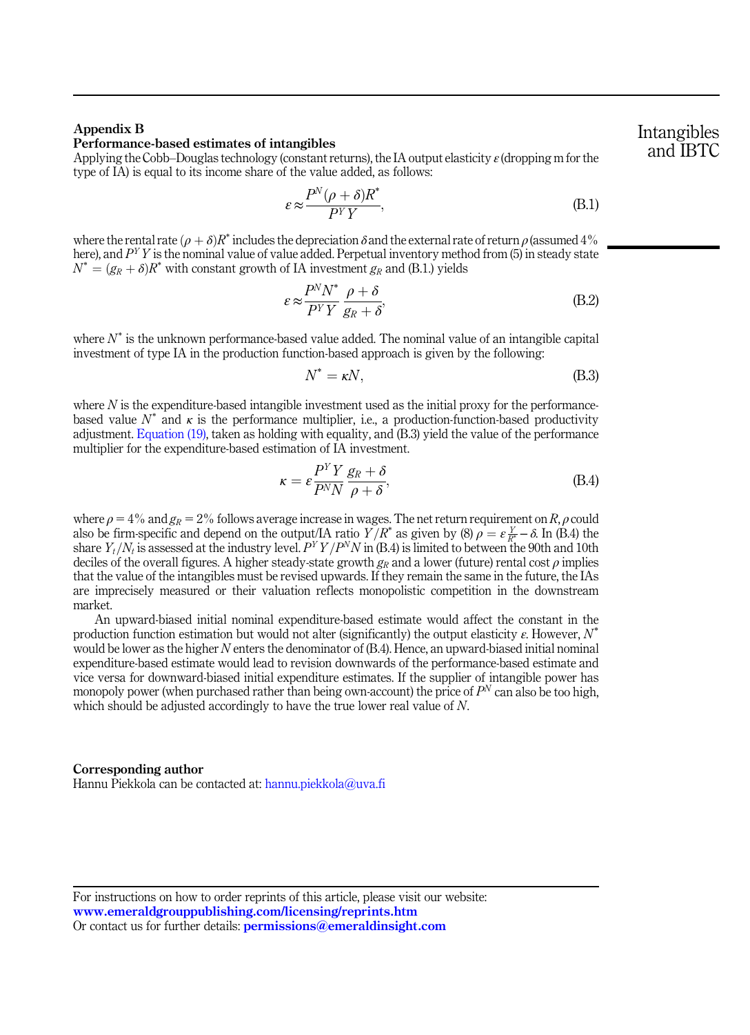## Appendix B

### Performance-based estimates of intangibles

Applying the Cobb–Douglas technology (constant returns), the IA output elasticity $\varepsilon$ (dropping m for the type of IA) is equal to its income share of the value added, as follows:

$$\varepsilon \approx \frac{P^N(\rho+\delta)R^*}{P^Y Y}, \tag{B.1}$$

where the rental rate $(\rho+\delta)R^*$ includes the depreciation $\delta$ and the external rate of return $\rho$ (assumed 4% here), and $P^Y Y$ is the nominal value of value added. Perpetual inventory method from (5) in steady state $N^* = (g_R+\delta)R^*$ with constant growth of IA investment $g_R$ and (B.1.) yields

$$\varepsilon \approx \frac{P^N N^*}{P^Y Y}\frac{\rho+\delta}{g_R+\delta}, \tag{B.2}$$

where $N^*$ is the unknown performance-based value added. The nominal value of an intangible capital investment of type IA in the production function-based approach is given by the following:

$$N^* = \kappa N, \tag{B.3}$$

where $N$ is the expenditure-based intangible investment used as the initial proxy for the performance-based value $N^*$ and $\kappa$ is the performance multiplier, i.e., a production-function-based productivity adjustment. Equation (19), taken as holding with equality, and (B.3) yield the value of the performance multiplier for the expenditure-based estimation of IA investment.

$$\kappa = \varepsilon \frac{P^Y Y}{P^N N}\frac{g_R+\delta}{\rho+\delta}, \tag{B.4}$$

where $\rho = 4\%$ and $g_R = 2\%$ follows average increase in wages. The net return requirement on $R$, $\rho$ could also be firm-specific and depend on the output/IA ratio $Y/R^*$ as given by (8) $\rho = \varepsilon\frac{Y}{R^*} - \delta$. In (B.4) the share $Y_t/N_t$ is assessed at the industry level. $P^Y Y/P^N N$ in (B.4) is limited to between the 90th and 10th deciles of the overall figures. A higher steady-state growth $g_R$ and a lower (future) rental cost $\rho$ implies that the value of the intangibles must be revised upwards. If they remain the same in the future, the IAs are imprecisely measured or their valuation reflects monopolistic competition in the downstream market.

An upward-biased initial nominal expenditure-based estimate would affect the constant in the production function estimation but would not alter (significantly) the output elasticity $\varepsilon$. However, $N^*$ would be lower as the higher $N$ enters the denominator of (B.4). Hence, an upward-biased initial nominal expenditure-based estimate would lead to revision downwards of the performance-based estimate and vice versa for downward-biased initial expenditure estimates. If the supplier of intangible power has monopoly power (when purchased rather than being own-account) the price of $P^N$ can also be too high, which should be adjusted accordingly to have the true lower real value of $N$.

**Corresponding author**

Hannu Piekkola can be contacted at: hannu.piekkola@uva.fi

For instructions on how to order reprints of this article, please visit our website:
**www.emeraldgrouppublishing.com/licensing/reprints.htm**
Or contact us for further details: **permissions@emeraldinsight.com**